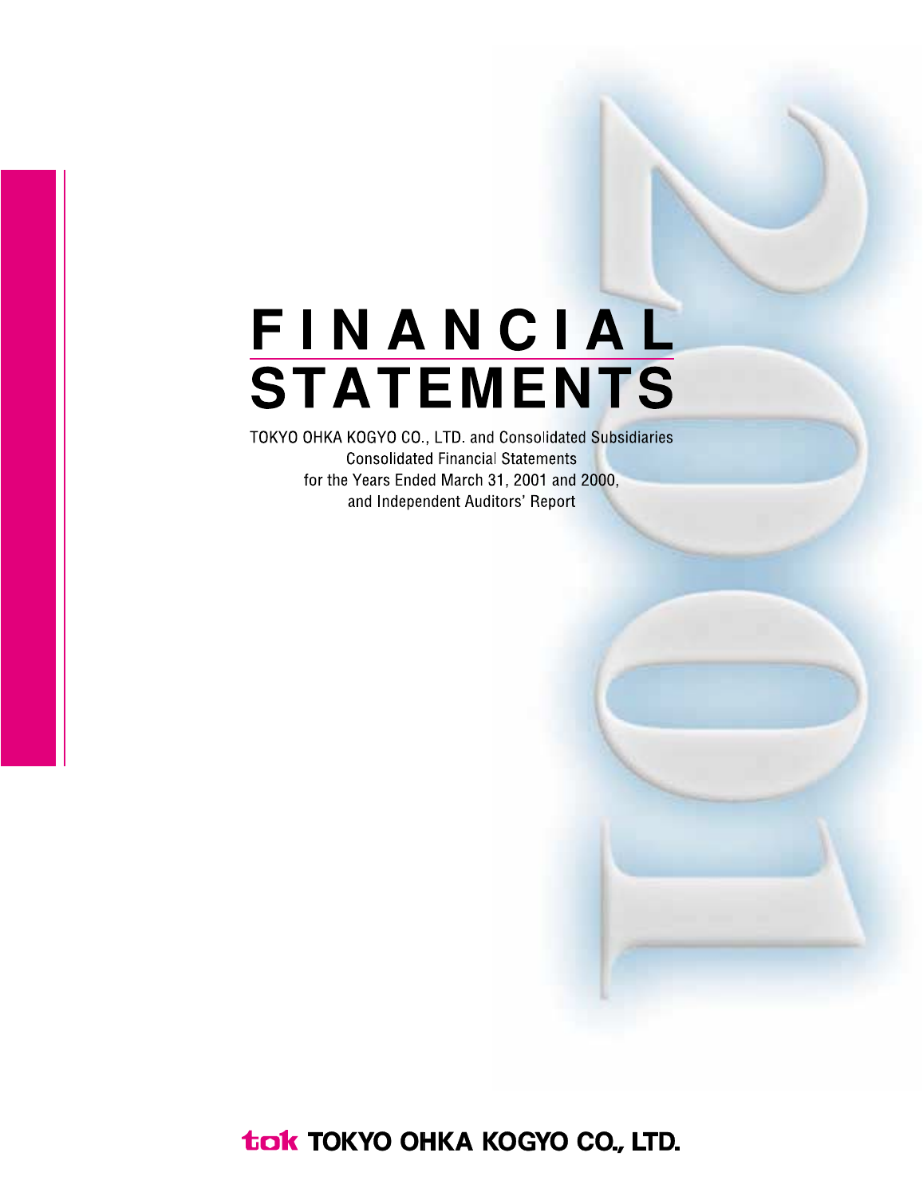# FINANCIAL STATEMENTS

TOKYO OHKA KOGYO CO., LTD. and Consolidated Subsidiaries
Consolidated Financial Statements
for the Years Ended March 31, 2001 and 2000,
and Independent Auditors' Report

tok TOKYO OHKA KOGYO CO., LTD.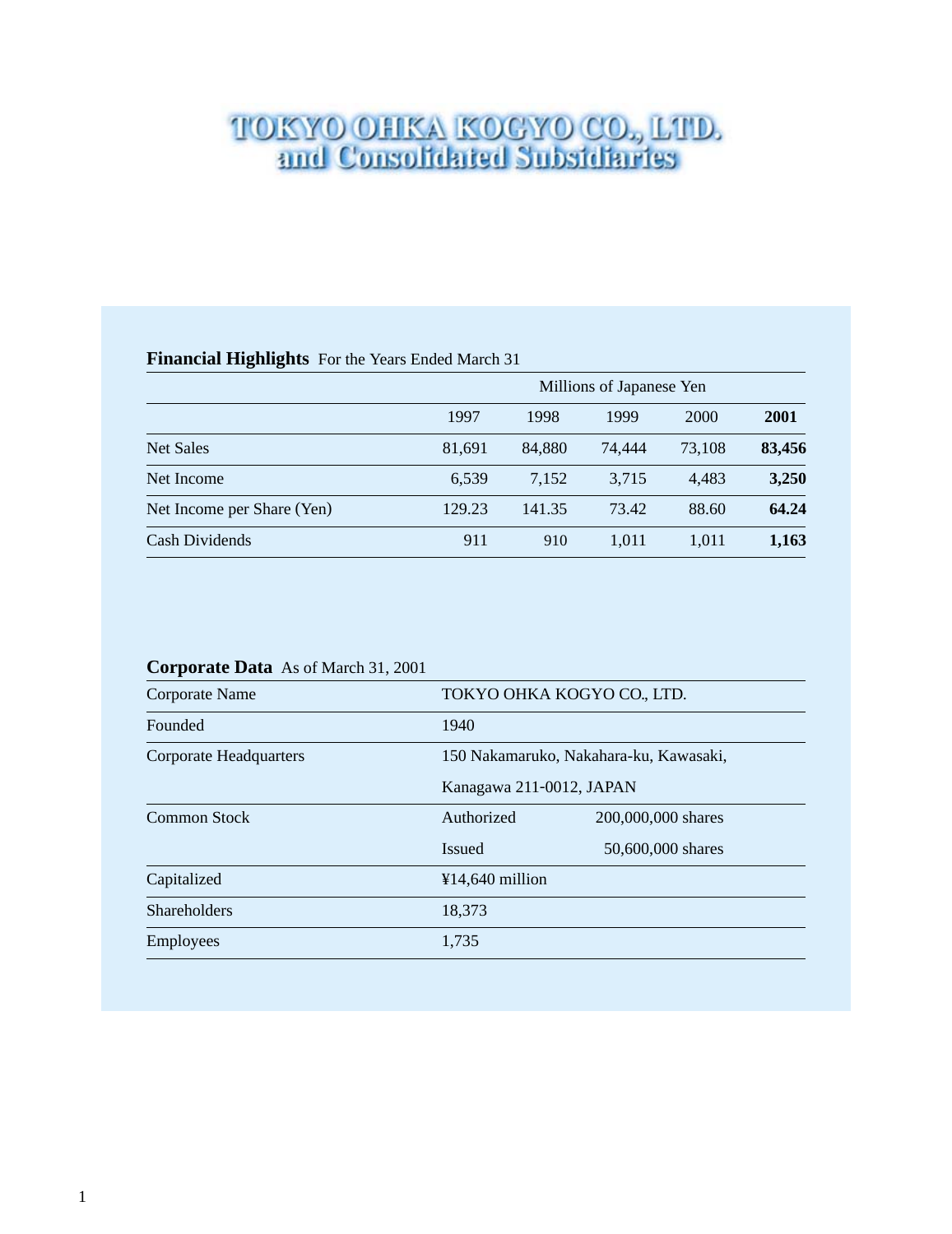# TOKYO OHKA KOGYO CO., LTD. and Consolidated Subsidiaries

## Financial Highlights For the Years Ended March 31

| | Millions of Japanese Yen | | | | |
|---|---|---|---|---|---|
| | 1997 | 1998 | 1999 | 2000 | **2001** |
| Net Sales | 81,691 | 84,880 | 74,444 | 73,108 | **83,456** |
| Net Income | 6,539 | 7,152 | 3,715 | 4,483 | **3,250** |
| Net Income per Share (Yen) | 129.23 | 141.35 | 73.42 | 88.60 | **64.24** |
| Cash Dividends | 911 | 910 | 1,011 | 1,011 | **1,163** |

## Corporate Data As of March 31, 2001

| | | |
|---|---|---|
| Corporate Name | TOKYO OHKA KOGYO CO., LTD. | |
| Founded | 1940 | |
| Corporate Headquarters | 150 Nakamaruko, Nakahara-ku, Kawasaki, Kanagawa 211-0012, JAPAN | |
| Common Stock | Authorized | 200,000,000 shares |
| | Issued | 50,600,000 shares |
| Capitalized | ¥14,640 million | |
| Shareholders | 18,373 | |
| Employees | 1,735 | |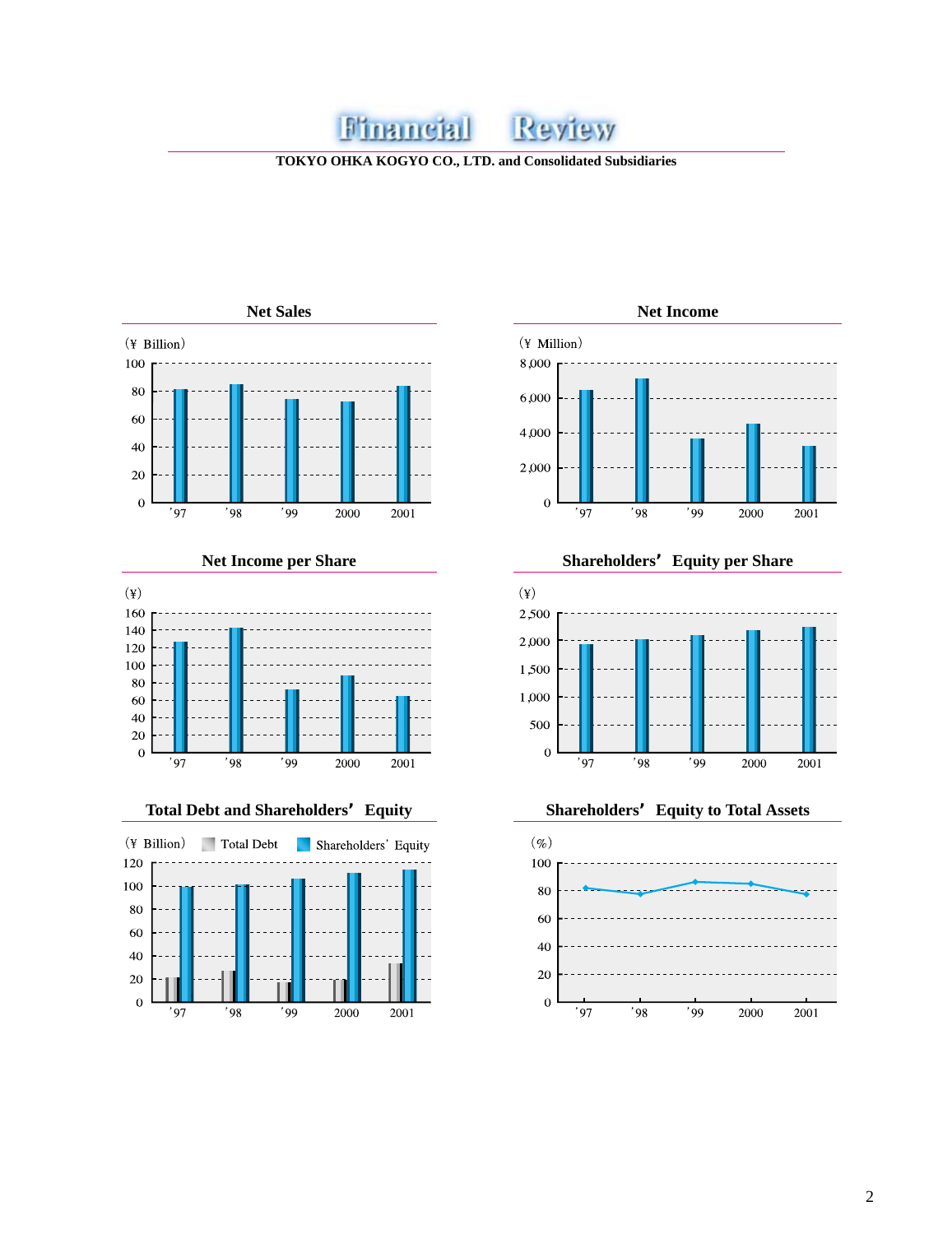# Financial Review

TOKYO OHKA KOGYO CO., LTD. and Consolidated Subsidiaries

### Net Sales

(¥ Billion)

### Net Income

(¥ Million)

### Net Income per Share

(¥)

### Shareholders' Equity per Share

(¥)

### Total Debt and Shareholders' Equity

(¥ Billion) Total Debt Shareholders' Equity

### Shareholders' Equity to Total Assets

(%)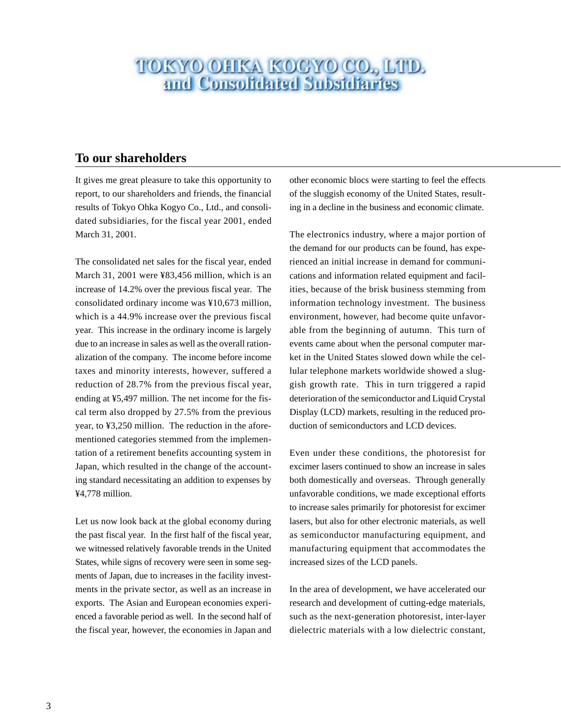# TOKYO OHKA KOGYO CO., LTD.
## and Consolidated Subsidiaries

## To our shareholders

It gives me great pleasure to take this opportunity to report, to our shareholders and friends, the financial results of Tokyo Ohka Kogyo Co., Ltd., and consolidated subsidiaries, for the fiscal year 2001, ended March 31, 2001.

The consolidated net sales for the fiscal year, ended March 31, 2001 were ¥83,456 million, which is an increase of 14.2% over the previous fiscal year. The consolidated ordinary income was ¥10,673 million, which is a 44.9% increase over the previous fiscal year. This increase in the ordinary income is largely due to an increase in sales as well as the overall rationalization of the company. The income before income taxes and minority interests, however, suffered a reduction of 28.7% from the previous fiscal year, ending at ¥5,497 million. The net income for the fiscal term also dropped by 27.5% from the previous year, to ¥3,250 million. The reduction in the aforementioned categories stemmed from the implementation of a retirement benefits accounting system in Japan, which resulted in the change of the accounting standard necessitating an addition to expenses by ¥4,778 million.

Let us now look back at the global economy during the past fiscal year. In the first half of the fiscal year, we witnessed relatively favorable trends in the United States, while signs of recovery were seen in some segments of Japan, due to increases in the facility investments in the private sector, as well as an increase in exports. The Asian and European economies experienced a favorable period as well. In the second half of the fiscal year, however, the economies in Japan and other economic blocs were starting to feel the effects of the sluggish economy of the United States, resulting in a decline in the business and economic climate.

The electronics industry, where a major portion of the demand for our products can be found, has experienced an initial increase in demand for communications and information related equipment and facilities, because of the brisk business stemming from information technology investment. The business environment, however, had become quite unfavorable from the beginning of autumn. This turn of events came about when the personal computer market in the United States slowed down while the cellular telephone markets worldwide showed a sluggish growth rate. This in turn triggered a rapid deterioration of the semiconductor and Liquid Crystal Display (LCD) markets, resulting in the reduced production of semiconductors and LCD devices.

Even under these conditions, the photoresist for excimer lasers continued to show an increase in sales both domestically and overseas. Through generally unfavorable conditions, we made exceptional efforts to increase sales primarily for photoresist for excimer lasers, but also for other electronic materials, as well as semiconductor manufacturing equipment, and manufacturing equipment that accommodates the increased sizes of the LCD panels.

In the area of development, we have accelerated our research and development of cutting-edge materials, such as the next-generation photoresist, inter-layer dielectric materials with a low dielectric constant,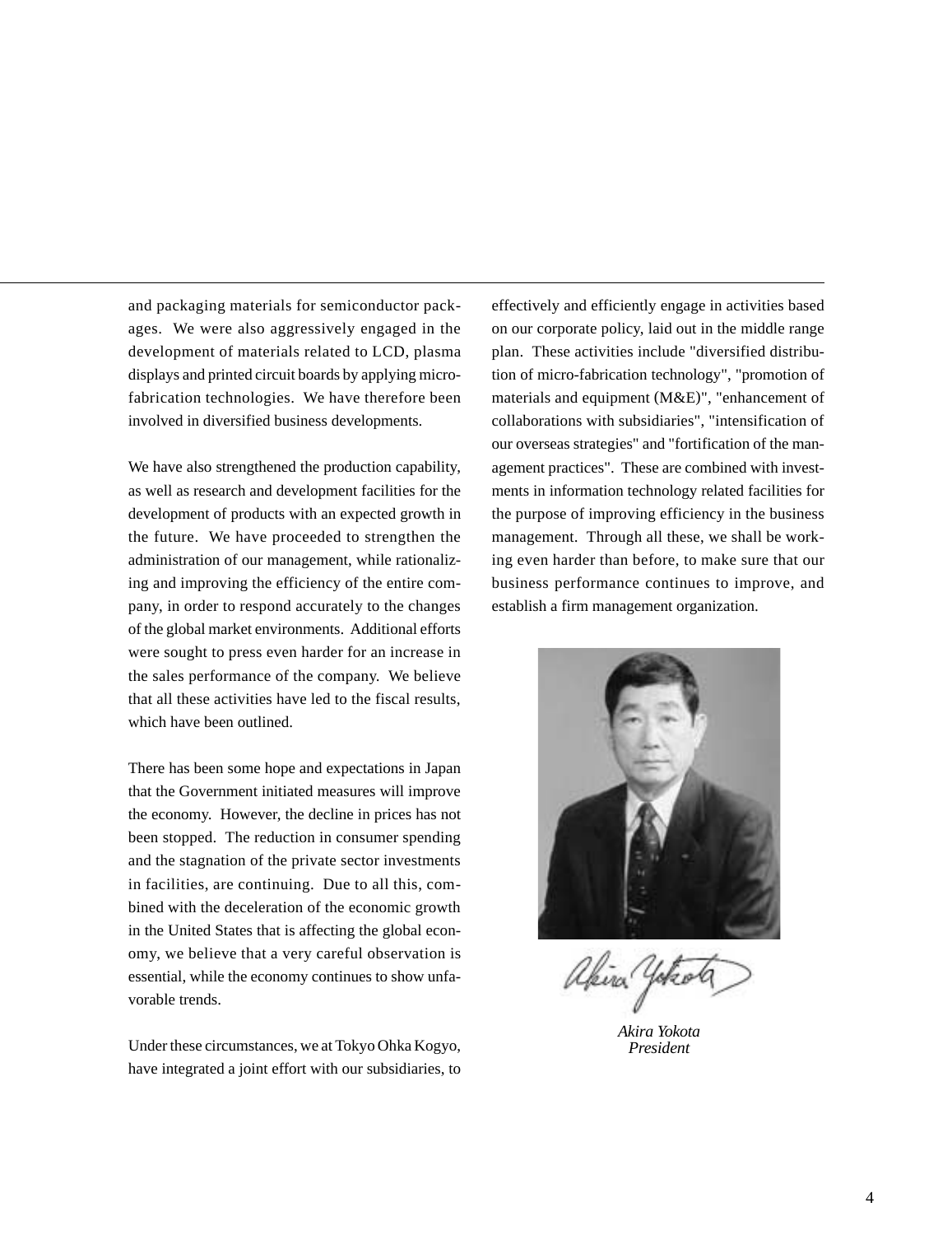and packaging materials for semiconductor packages. We were also aggressively engaged in the development of materials related to LCD, plasma displays and printed circuit boards by applying micro-fabrication technologies. We have therefore been involved in diversified business developments.

We have also strengthened the production capability, as well as research and development facilities for the development of products with an expected growth in the future. We have proceeded to strengthen the administration of our management, while rationalizing and improving the efficiency of the entire company, in order to respond accurately to the changes of the global market environments. Additional efforts were sought to press even harder for an increase in the sales performance of the company. We believe that all these activities have led to the fiscal results, which have been outlined.

There has been some hope and expectations in Japan that the Government initiated measures will improve the economy. However, the decline in prices has not been stopped. The reduction in consumer spending and the stagnation of the private sector investments in facilities, are continuing. Due to all this, combined with the deceleration of the economic growth in the United States that is affecting the global economy, we believe that a very careful observation is essential, while the economy continues to show unfavorable trends.

Under these circumstances, we at Tokyo Ohka Kogyo, have integrated a joint effort with our subsidiaries, to effectively and efficiently engage in activities based on our corporate policy, laid out in the middle range plan. These activities include "diversified distribution of micro-fabrication technology", "promotion of materials and equipment (M&E)", "enhancement of collaborations with subsidiaries", "intensification of our overseas strategies" and "fortification of the management practices". These are combined with investments in information technology related facilities for the purpose of improving efficiency in the business management. Through all these, we shall be working even harder than before, to make sure that our business performance continues to improve, and establish a firm management organization.

*Akira Yokota*
*President*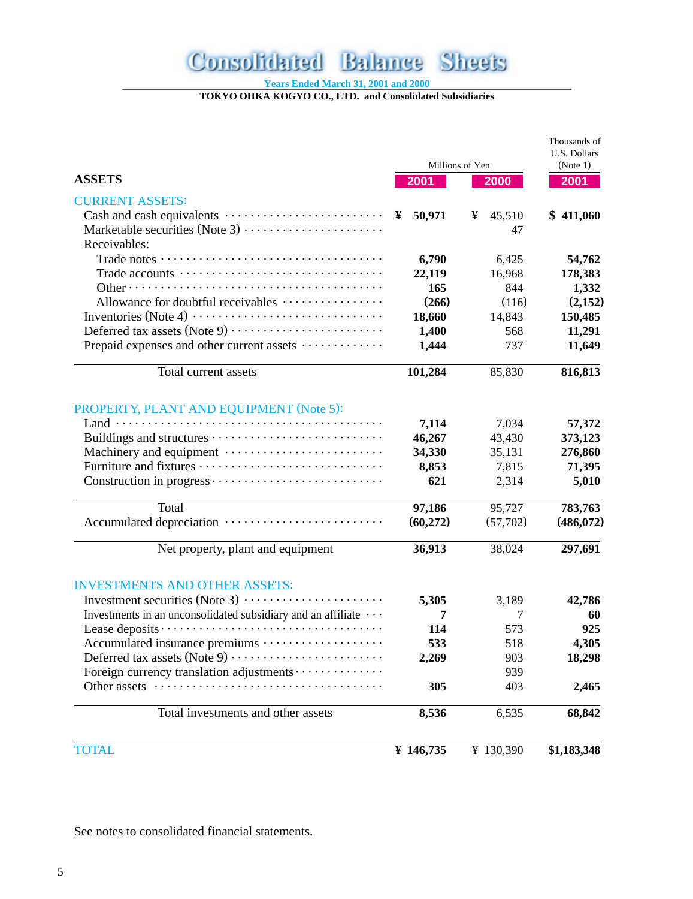# Consolidated Balance Sheets

Years Ended March 31, 2001 and 2000

TOKYO OHKA KOGYO CO., LTD. and Consolidated Subsidiaries

| ASSETS | Millions of Yen 2001 | Millions of Yen 2000 | Thousands of U.S. Dollars (Note 1) 2001 |
|---|---|---|---|
| **CURRENT ASSETS:** | | | |
| Cash and cash equivalents | ¥ 50,971 | ¥ 45,510 | $ 411,060 |
| Marketable securities (Note 3) | | 47 | |
| Receivables: | | | |
| Trade notes | 6,790 | 6,425 | 54,762 |
| Trade accounts | 22,119 | 16,968 | 178,383 |
| Other | 165 | 844 | 1,332 |
| Allowance for doubtful receivables | (266) | (116) | (2,152) |
| Inventories (Note 4) | 18,660 | 14,843 | 150,485 |
| Deferred tax assets (Note 9) | 1,400 | 568 | 11,291 |
| Prepaid expenses and other current assets | 1,444 | 737 | 11,649 |
| Total current assets | 101,284 | 85,830 | 816,813 |
| **PROPERTY, PLANT AND EQUIPMENT (Note 5):** | | | |
| Land | 7,114 | 7,034 | 57,372 |
| Buildings and structures | 46,267 | 43,430 | 373,123 |
| Machinery and equipment | 34,330 | 35,131 | 276,860 |
| Furniture and fixtures | 8,853 | 7,815 | 71,395 |
| Construction in progress | 621 | 2,314 | 5,010 |
| Total | 97,186 | 95,727 | 783,763 |
| Accumulated depreciation | (60,272) | (57,702) | (486,072) |
| Net property, plant and equipment | 36,913 | 38,024 | 297,691 |
| **INVESTMENTS AND OTHER ASSETS:** | | | |
| Investment securities (Note 3) | 5,305 | 3,189 | 42,786 |
| Investments in an unconsolidated subsidiary and an affiliate | 7 | 7 | 60 |
| Lease deposits | 114 | 573 | 925 |
| Accumulated insurance premiums | 533 | 518 | 4,305 |
| Deferred tax assets (Note 9) | 2,269 | 903 | 18,298 |
| Foreign currency translation adjustments | | 939 | |
| Other assets | 305 | 403 | 2,465 |
| Total investments and other assets | 8,536 | 6,535 | 68,842 |
| **TOTAL** | ¥ 146,735 | ¥ 130,390 | $1,183,348 |

See notes to consolidated financial statements.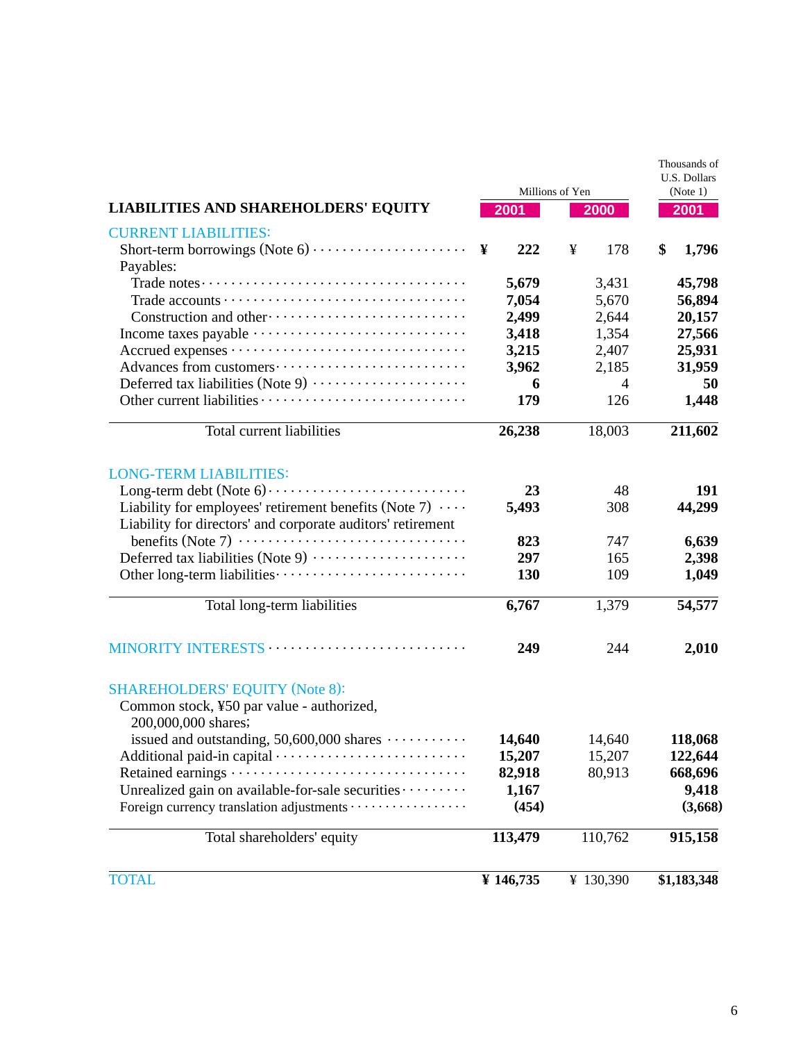| LIABILITIES AND SHAREHOLDERS' EQUITY | Millions of Yen | | Thousands of U.S. Dollars (Note 1) |
|---|---|---|---|
| | 2001 | 2000 | 2001 |
| **CURRENT LIABILITIES:** | | | |
| Short-term borrowings (Note 6) | ¥ 222 | ¥ 178 | $ 1,796 |
| Payables: | | | |
| Trade notes | 5,679 | 3,431 | 45,798 |
| Trade accounts | 7,054 | 5,670 | 56,894 |
| Construction and other | 2,499 | 2,644 | 20,157 |
| Income taxes payable | 3,418 | 1,354 | 27,566 |
| Accrued expenses | 3,215 | 2,407 | 25,931 |
| Advances from customers | 3,962 | 2,185 | 31,959 |
| Deferred tax liabilities (Note 9) | 6 | 4 | 50 |
| Other current liabilities | 179 | 126 | 1,448 |
| Total current liabilities | 26,238 | 18,003 | 211,602 |
| **LONG-TERM LIABILITIES:** | | | |
| Long-term debt (Note 6) | 23 | 48 | 191 |
| Liability for employees' retirement benefits (Note 7) | 5,493 | 308 | 44,299 |
| Liability for directors' and corporate auditors' retirement benefits (Note 7) | 823 | 747 | 6,639 |
| Deferred tax liabilities (Note 9) | 297 | 165 | 2,398 |
| Other long-term liabilities | 130 | 109 | 1,049 |
| Total long-term liabilities | 6,767 | 1,379 | 54,577 |
| **MINORITY INTERESTS** | 249 | 244 | 2,010 |
| **SHAREHOLDERS' EQUITY (Note 8):** | | | |
| Common stock, ¥50 par value - authorized, 200,000,000 shares; issued and outstanding, 50,600,000 shares | 14,640 | 14,640 | 118,068 |
| Additional paid-in capital | 15,207 | 15,207 | 122,644 |
| Retained earnings | 82,918 | 80,913 | 668,696 |
| Unrealized gain on available-for-sale securities | 1,167 | | 9,418 |
| Foreign currency translation adjustments | (454) | | (3,668) |
| Total shareholders' equity | 113,479 | 110,762 | 915,158 |
| **TOTAL** | ¥ 146,735 | ¥ 130,390 | $1,183,348 |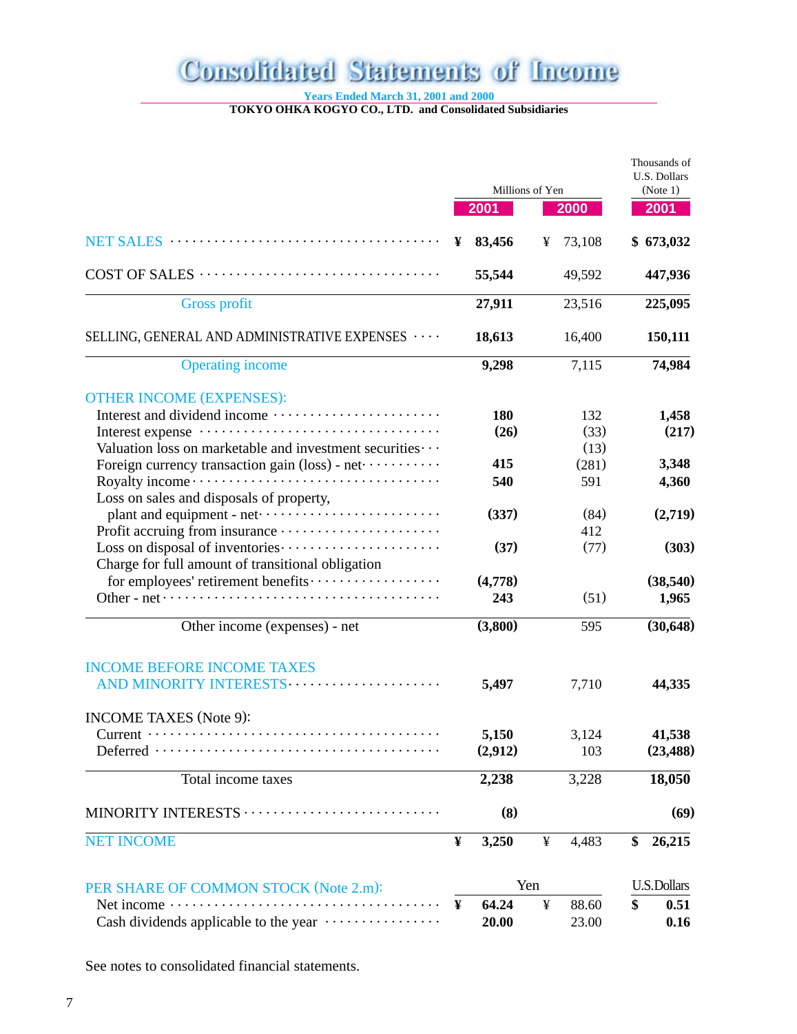# Consolidated Statements of Income

Years Ended March 31, 2001 and 2000

TOKYO OHKA KOGYO CO., LTD. and Consolidated Subsidiaries

| | Millions of Yen | | Thousands of U.S. Dollars (Note 1) |
|---|---|---|---|
| | 2001 | 2000 | 2001 |
| NET SALES | ¥ 83,456 | ¥ 73,108 | $ 673,032 |
| COST OF SALES | 55,544 | 49,592 | 447,936 |
| Gross profit | 27,911 | 23,516 | 225,095 |
| SELLING, GENERAL AND ADMINISTRATIVE EXPENSES | 18,613 | 16,400 | 150,111 |
| Operating income | 9,298 | 7,115 | 74,984 |
| OTHER INCOME (EXPENSES): | | | |
| Interest and dividend income | 180 | 132 | 1,458 |
| Interest expense | (26) | (33) | (217) |
| Valuation loss on marketable and investment securities | | (13) | |
| Foreign currency transaction gain (loss) - net | 415 | (281) | 3,348 |
| Royalty income | 540 | 591 | 4,360 |
| Loss on sales and disposals of property, plant and equipment - net | (337) | (84) | (2,719) |
| Profit accruing from insurance | | 412 | |
| Loss on disposal of inventories | (37) | (77) | (303) |
| Charge for full amount of transitional obligation for employees' retirement benefits | (4,778) | | (38,540) |
| Other - net | 243 | (51) | 1,965 |
| Other income (expenses) - net | (3,800) | 595 | (30,648) |
| INCOME BEFORE INCOME TAXES AND MINORITY INTERESTS | 5,497 | 7,710 | 44,335 |
| INCOME TAXES (Note 9): | | | |
| Current | 5,150 | 3,124 | 41,538 |
| Deferred | (2,912) | 103 | (23,488) |
| Total income taxes | 2,238 | 3,228 | 18,050 |
| MINORITY INTERESTS | (8) | | (69) |
| NET INCOME | ¥ 3,250 | ¥ 4,483 | $ 26,215 |

| | Yen | | U.S.Dollars |
|---|---|---|---|
| PER SHARE OF COMMON STOCK (Note 2.m): | | | |
| Net income | ¥ 64.24 | ¥ 88.60 | $ 0.51 |
| Cash dividends applicable to the year | 20.00 | 23.00 | 0.16 |

See notes to consolidated financial statements.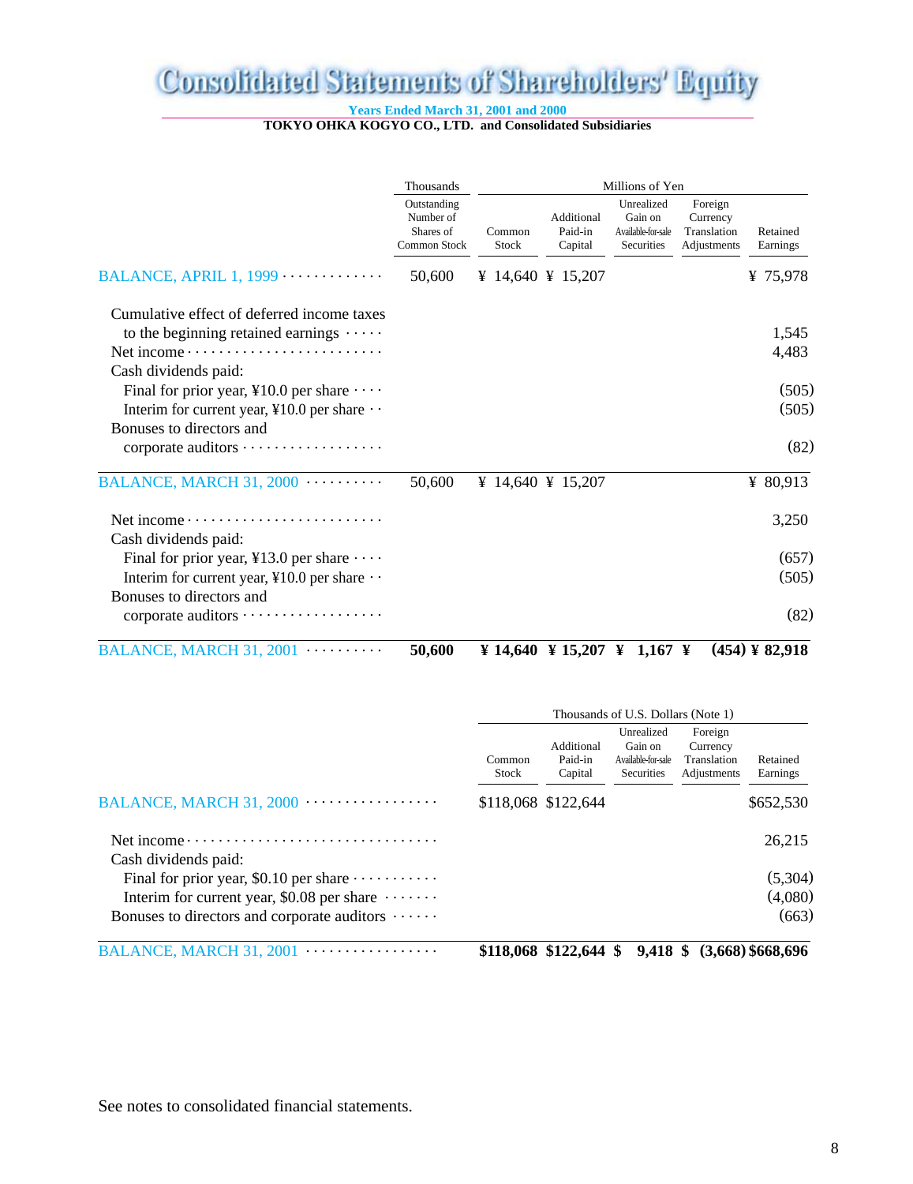# Consolidated Statements of Shareholders' Equity

Years Ended March 31, 2001 and 2000

TOKYO OHKA KOGYO CO., LTD. and Consolidated Subsidiaries

| | Thousands | Millions of Yen | | | | |
|---|---|---|---|---|---|---|
| | Outstanding Number of Shares of Common Stock | Common Stock | Additional Paid-in Capital | Unrealized Gain on Available-for-sale Securities | Foreign Currency Translation Adjustments | Retained Earnings |
| BALANCE, APRIL 1, 1999 | 50,600 | ¥ 14,640 | ¥ 15,207 | | | ¥ 75,978 |
| Cumulative effect of deferred income taxes to the beginning retained earnings | | | | | | 1,545 |
| Net income | | | | | | 4,483 |
| Cash dividends paid: | | | | | | |
| Final for prior year, ¥10.0 per share | | | | | | (505) |
| Interim for current year, ¥10.0 per share | | | | | | (505) |
| Bonuses to directors and corporate auditors | | | | | | (82) |
| BALANCE, MARCH 31, 2000 | 50,600 | ¥ 14,640 | ¥ 15,207 | | | ¥ 80,913 |
| Net income | | | | | | 3,250 |
| Cash dividends paid: | | | | | | |
| Final for prior year, ¥13.0 per share | | | | | | (657) |
| Interim for current year, ¥10.0 per share | | | | | | (505) |
| Bonuses to directors and corporate auditors | | | | | | (82) |
| **BALANCE, MARCH 31, 2001** | **50,600** | **¥ 14,640** | **¥ 15,207** | **¥ 1,167** | **¥ (454)** | **¥ 82,918** |

| | Thousands of U.S. Dollars (Note 1) | | | | |
|---|---|---|---|---|---|
| | Common Stock | Additional Paid-in Capital | Unrealized Gain on Available-for-sale Securities | Foreign Currency Translation Adjustments | Retained Earnings |
| BALANCE, MARCH 31, 2000 | $118,068 | $122,644 | | | $652,530 |
| Net income | | | | | 26,215 |
| Cash dividends paid: | | | | | |
| Final for prior year, $0.10 per share | | | | | (5,304) |
| Interim for current year, $0.08 per share | | | | | (4,080) |
| Bonuses to directors and corporate auditors | | | | | (663) |
| **BALANCE, MARCH 31, 2001** | **$118,068** | **$122,644** | **$ 9,418** | **$ (3,668)** | **$668,696** |

See notes to consolidated financial statements.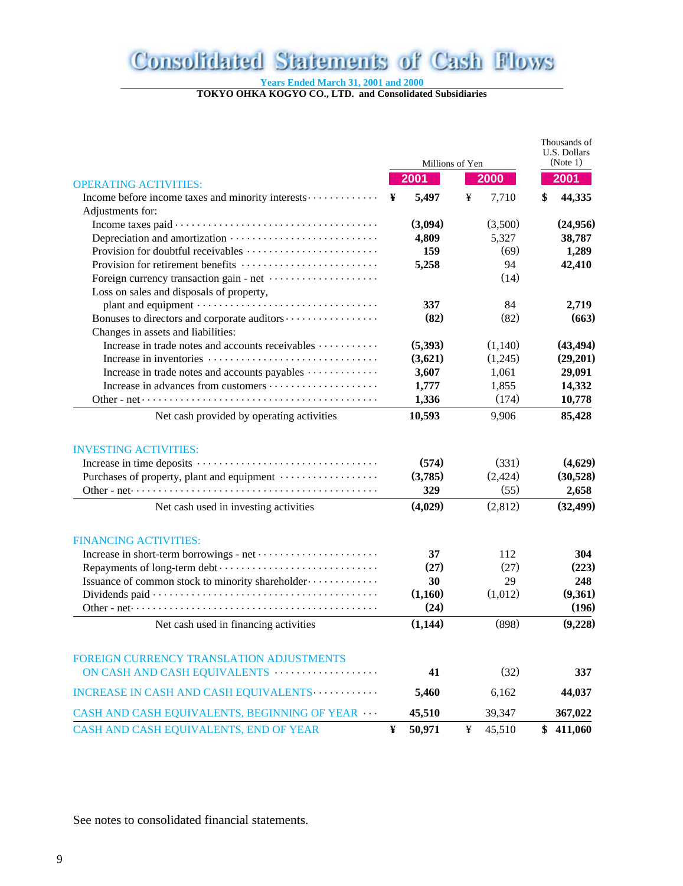# Consolidated Statements of Cash Flows

Years Ended March 31, 2001 and 2000

TOKYO OHKA KOGYO CO., LTD. and Consolidated Subsidiaries

| | Millions of Yen | | Thousands of U.S. Dollars (Note 1) |
|---|---|---|---|
| | **2001** | **2000** | **2001** |
| **OPERATING ACTIVITIES:** | | | |
| Income before income taxes and minority interests | **¥ 5,497** | ¥ 7,710 | **$ 44,335** |
| Adjustments for: | | | |
| Income taxes paid | **(3,094)** | (3,500) | **(24,956)** |
| Depreciation and amortization | **4,809** | 5,327 | **38,787** |
| Provision for doubtful receivables | **159** | (69) | **1,289** |
| Provision for retirement benefits | **5,258** | 94 | **42,410** |
| Foreign currency transaction gain - net | | (14) | |
| Loss on sales and disposals of property, plant and equipment | **337** | 84 | **2,719** |
| Bonuses to directors and corporate auditors | **(82)** | (82) | **(663)** |
| Changes in assets and liabilities: | | | |
| Increase in trade notes and accounts receivables | **(5,393)** | (1,140) | **(43,494)** |
| Increase in inventories | **(3,621)** | (1,245) | **(29,201)** |
| Increase in trade notes and accounts payables | **3,607** | 1,061 | **29,091** |
| Increase in advances from customers | **1,777** | 1,855 | **14,332** |
| Other - net | **1,336** | (174) | **10,778** |
| Net cash provided by operating activities | **10,593** | 9,906 | **85,428** |
| **INVESTING ACTIVITIES:** | | | |
| Increase in time deposits | **(574)** | (331) | **(4,629)** |
| Purchases of property, plant and equipment | **(3,785)** | (2,424) | **(30,528)** |
| Other - net | **329** | (55) | **2,658** |
| Net cash used in investing activities | **(4,029)** | (2,812) | **(32,499)** |
| **FINANCING ACTIVITIES:** | | | |
| Increase in short-term borrowings - net | **37** | 112 | **304** |
| Repayments of long-term debt | **(27)** | (27) | **(223)** |
| Issuance of common stock to minority shareholder | **30** | 29 | **248** |
| Dividends paid | **(1,160)** | (1,012) | **(9,361)** |
| Other - net | **(24)** | | **(196)** |
| Net cash used in financing activities | **(1,144)** | (898) | **(9,228)** |
| **FOREIGN CURRENCY TRANSLATION ADJUSTMENTS ON CASH AND CASH EQUIVALENTS** | **41** | (32) | **337** |
| **INCREASE IN CASH AND CASH EQUIVALENTS** | **5,460** | 6,162 | **44,037** |
| **CASH AND CASH EQUIVALENTS, BEGINNING OF YEAR** | **45,510** | 39,347 | **367,022** |
| **CASH AND CASH EQUIVALENTS, END OF YEAR** | **¥ 50,971** | ¥ 45,510 | **$ 411,060** |

See notes to consolidated financial statements.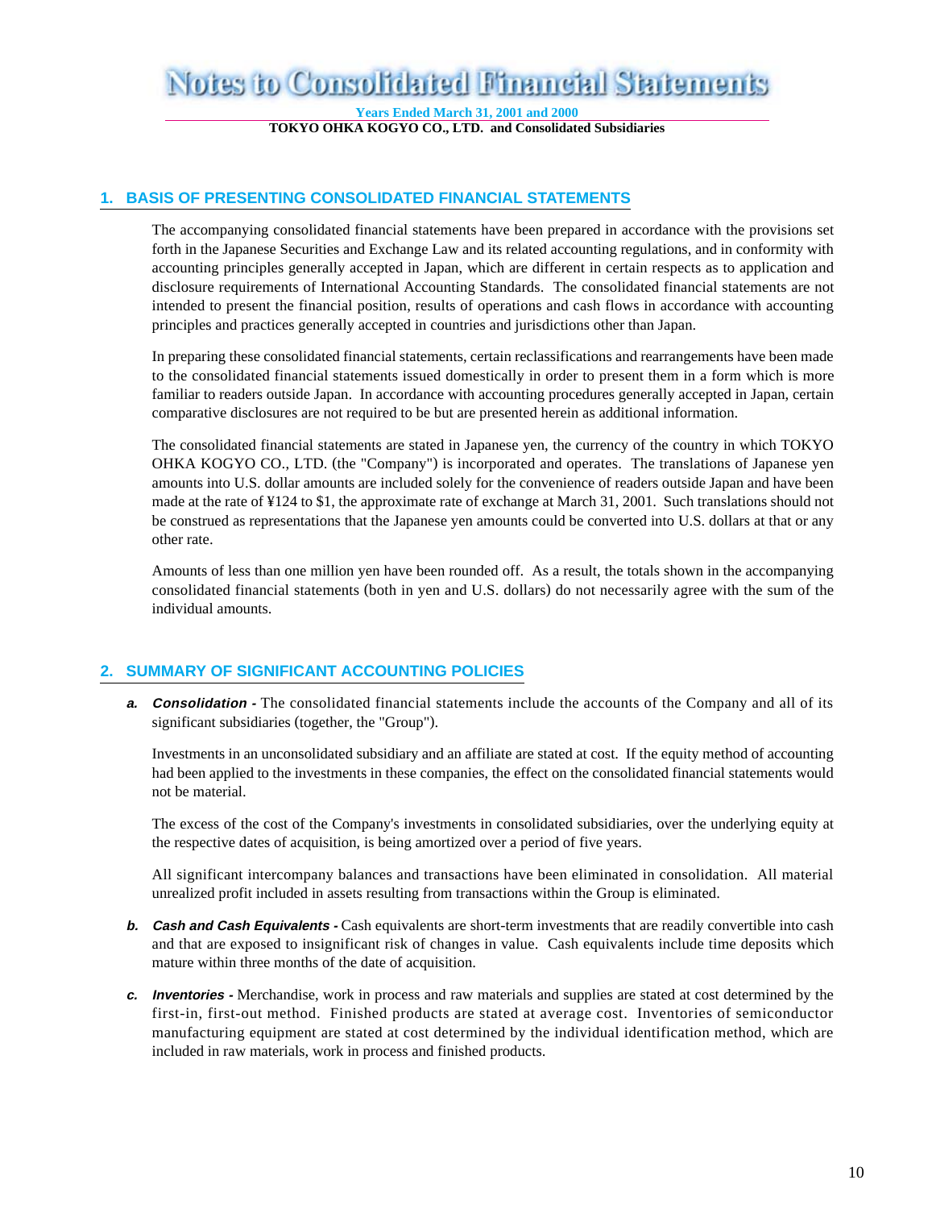# Notes to Consolidated Financial Statements

Years Ended March 31, 2001 and 2000

TOKYO OHKA KOGYO CO., LTD. and Consolidated Subsidiaries

## 1. BASIS OF PRESENTING CONSOLIDATED FINANCIAL STATEMENTS

The accompanying consolidated financial statements have been prepared in accordance with the provisions set forth in the Japanese Securities and Exchange Law and its related accounting regulations, and in conformity with accounting principles generally accepted in Japan, which are different in certain respects as to application and disclosure requirements of International Accounting Standards. The consolidated financial statements are not intended to present the financial position, results of operations and cash flows in accordance with accounting principles and practices generally accepted in countries and jurisdictions other than Japan.

In preparing these consolidated financial statements, certain reclassifications and rearrangements have been made to the consolidated financial statements issued domestically in order to present them in a form which is more familiar to readers outside Japan. In accordance with accounting procedures generally accepted in Japan, certain comparative disclosures are not required to be but are presented herein as additional information.

The consolidated financial statements are stated in Japanese yen, the currency of the country in which TOKYO OHKA KOGYO CO., LTD. (the "Company") is incorporated and operates. The translations of Japanese yen amounts into U.S. dollar amounts are included solely for the convenience of readers outside Japan and have been made at the rate of ¥124 to $1, the approximate rate of exchange at March 31, 2001. Such translations should not be construed as representations that the Japanese yen amounts could be converted into U.S. dollars at that or any other rate.

Amounts of less than one million yen have been rounded off. As a result, the totals shown in the accompanying consolidated financial statements (both in yen and U.S. dollars) do not necessarily agree with the sum of the individual amounts.

## 2. SUMMARY OF SIGNIFICANT ACCOUNTING POLICIES

**a. *Consolidation*** **-** The consolidated financial statements include the accounts of the Company and all of its significant subsidiaries (together, the "Group").

Investments in an unconsolidated subsidiary and an affiliate are stated at cost. If the equity method of accounting had been applied to the investments in these companies, the effect on the consolidated financial statements would not be material.

The excess of the cost of the Company's investments in consolidated subsidiaries, over the underlying equity at the respective dates of acquisition, is being amortized over a period of five years.

All significant intercompany balances and transactions have been eliminated in consolidation. All material unrealized profit included in assets resulting from transactions within the Group is eliminated.

**b. *Cash and Cash Equivalents*** **-** Cash equivalents are short-term investments that are readily convertible into cash and that are exposed to insignificant risk of changes in value. Cash equivalents include time deposits which mature within three months of the date of acquisition.

**c. *Inventories*** **-** Merchandise, work in process and raw materials and supplies are stated at cost determined by the first-in, first-out method. Finished products are stated at average cost. Inventories of semiconductor manufacturing equipment are stated at cost determined by the individual identification method, which are included in raw materials, work in process and finished products.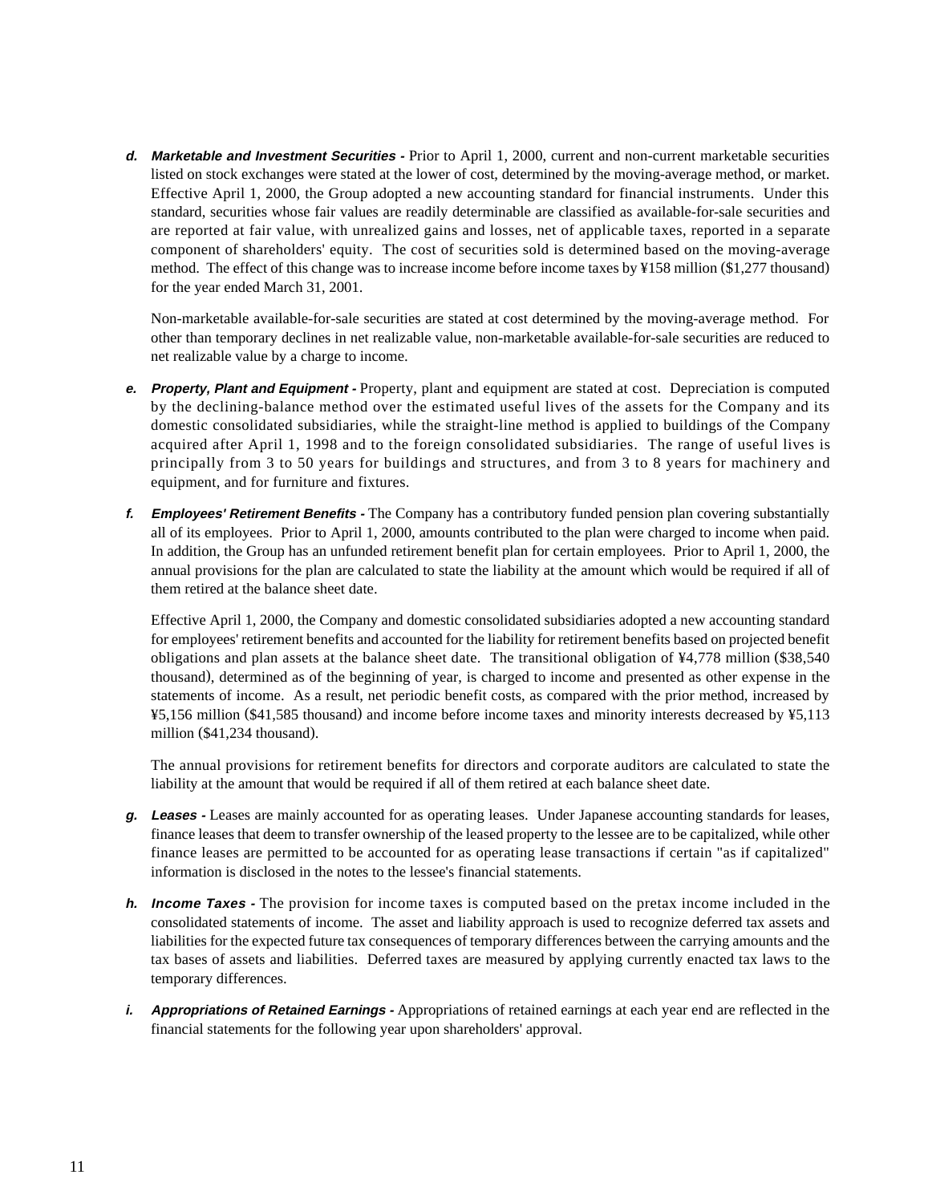***d. Marketable and Investment Securities -*** Prior to April 1, 2000, current and non-current marketable securities listed on stock exchanges were stated at the lower of cost, determined by the moving-average method, or market. Effective April 1, 2000, the Group adopted a new accounting standard for financial instruments. Under this standard, securities whose fair values are readily determinable are classified as available-for-sale securities and are reported at fair value, with unrealized gains and losses, net of applicable taxes, reported in a separate component of shareholders' equity. The cost of securities sold is determined based on the moving-average method. The effect of this change was to increase income before income taxes by ¥158 million ($1,277 thousand) for the year ended March 31, 2001.

Non-marketable available-for-sale securities are stated at cost determined by the moving-average method. For other than temporary declines in net realizable value, non-marketable available-for-sale securities are reduced to net realizable value by a charge to income.

***e. Property, Plant and Equipment -*** Property, plant and equipment are stated at cost. Depreciation is computed by the declining-balance method over the estimated useful lives of the assets for the Company and its domestic consolidated subsidiaries, while the straight-line method is applied to buildings of the Company acquired after April 1, 1998 and to the foreign consolidated subsidiaries. The range of useful lives is principally from 3 to 50 years for buildings and structures, and from 3 to 8 years for machinery and equipment, and for furniture and fixtures.

***f. Employees' Retirement Benefits -*** The Company has a contributory funded pension plan covering substantially all of its employees. Prior to April 1, 2000, amounts contributed to the plan were charged to income when paid. In addition, the Group has an unfunded retirement benefit plan for certain employees. Prior to April 1, 2000, the annual provisions for the plan are calculated to state the liability at the amount which would be required if all of them retired at the balance sheet date.

Effective April 1, 2000, the Company and domestic consolidated subsidiaries adopted a new accounting standard for employees' retirement benefits and accounted for the liability for retirement benefits based on projected benefit obligations and plan assets at the balance sheet date. The transitional obligation of ¥4,778 million ($38,540 thousand), determined as of the beginning of year, is charged to income and presented as other expense in the statements of income. As a result, net periodic benefit costs, as compared with the prior method, increased by ¥5,156 million ($41,585 thousand) and income before income taxes and minority interests decreased by ¥5,113 million ($41,234 thousand).

The annual provisions for retirement benefits for directors and corporate auditors are calculated to state the liability at the amount that would be required if all of them retired at each balance sheet date.

***g. Leases -*** Leases are mainly accounted for as operating leases. Under Japanese accounting standards for leases, finance leases that deem to transfer ownership of the leased property to the lessee are to be capitalized, while other finance leases are permitted to be accounted for as operating lease transactions if certain "as if capitalized" information is disclosed in the notes to the lessee's financial statements.

***h. Income Taxes -*** The provision for income taxes is computed based on the pretax income included in the consolidated statements of income. The asset and liability approach is used to recognize deferred tax assets and liabilities for the expected future tax consequences of temporary differences between the carrying amounts and the tax bases of assets and liabilities. Deferred taxes are measured by applying currently enacted tax laws to the temporary differences.

***i. Appropriations of Retained Earnings -*** Appropriations of retained earnings at each year end are reflected in the financial statements for the following year upon shareholders' approval.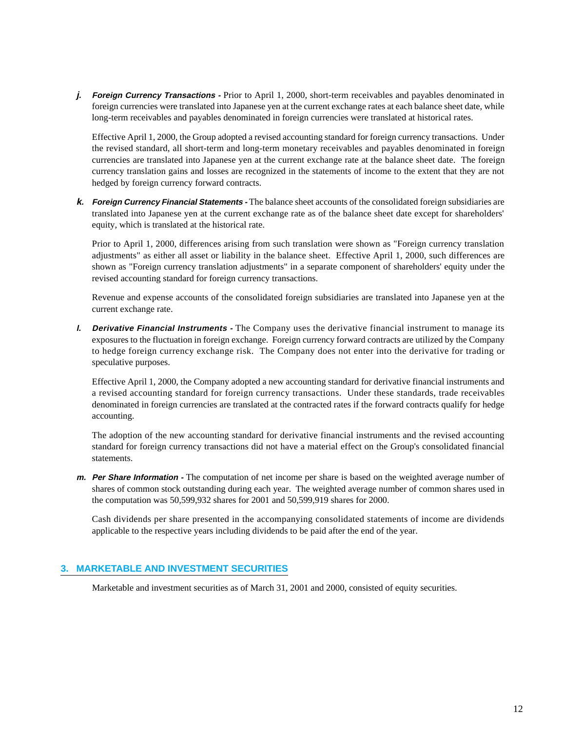***j.*** ***Foreign Currency Transactions -*** Prior to April 1, 2000, short-term receivables and payables denominated in foreign currencies were translated into Japanese yen at the current exchange rates at each balance sheet date, while long-term receivables and payables denominated in foreign currencies were translated at historical rates.

Effective April 1, 2000, the Group adopted a revised accounting standard for foreign currency transactions. Under the revised standard, all short-term and long-term monetary receivables and payables denominated in foreign currencies are translated into Japanese yen at the current exchange rate at the balance sheet date. The foreign currency translation gains and losses are recognized in the statements of income to the extent that they are not hedged by foreign currency forward contracts.

***k.*** ***Foreign Currency Financial Statements -*** The balance sheet accounts of the consolidated foreign subsidiaries are translated into Japanese yen at the current exchange rate as of the balance sheet date except for shareholders' equity, which is translated at the historical rate.

Prior to April 1, 2000, differences arising from such translation were shown as "Foreign currency translation adjustments" as either all asset or liability in the balance sheet. Effective April 1, 2000, such differences are shown as "Foreign currency translation adjustments" in a separate component of shareholders' equity under the revised accounting standard for foreign currency transactions.

Revenue and expense accounts of the consolidated foreign subsidiaries are translated into Japanese yen at the current exchange rate.

***l.*** ***Derivative Financial Instruments -*** The Company uses the derivative financial instrument to manage its exposures to the fluctuation in foreign exchange. Foreign currency forward contracts are utilized by the Company to hedge foreign currency exchange risk. The Company does not enter into the derivative for trading or speculative purposes.

Effective April 1, 2000, the Company adopted a new accounting standard for derivative financial instruments and a revised accounting standard for foreign currency transactions. Under these standards, trade receivables denominated in foreign currencies are translated at the contracted rates if the forward contracts qualify for hedge accounting.

The adoption of the new accounting standard for derivative financial instruments and the revised accounting standard for foreign currency transactions did not have a material effect on the Group's consolidated financial statements.

***m.*** ***Per Share Information -*** The computation of net income per share is based on the weighted average number of shares of common stock outstanding during each year. The weighted average number of common shares used in the computation was 50,599,932 shares for 2001 and 50,599,919 shares for 2000.

Cash dividends per share presented in the accompanying consolidated statements of income are dividends applicable to the respective years including dividends to be paid after the end of the year.

## 3. MARKETABLE AND INVESTMENT SECURITIES

Marketable and investment securities as of March 31, 2001 and 2000, consisted of equity securities.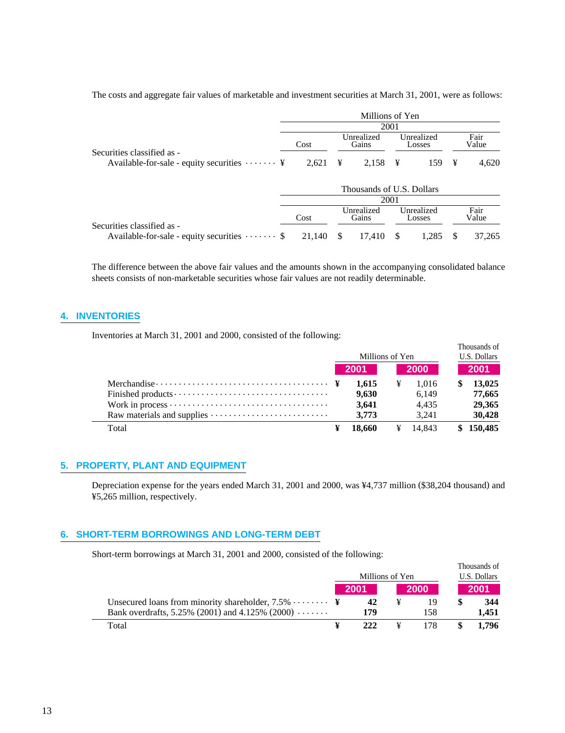The costs and aggregate fair values of marketable and investment securities at March 31, 2001, were as follows:

| | Millions of Yen | | | |
|---|---|---|---|---|
| | 2001 | | | |
| | Cost | Unrealized Gains | Unrealized Losses | Fair Value |
| Securities classified as - | | | | |
| Available-for-sale - equity securities | ¥ 2,621 | ¥ 2,158 | ¥ 159 | ¥ 4,620 |

| | Thousands of U.S. Dollars | | | |
|---|---|---|---|---|
| | 2001 | | | |
| | Cost | Unrealized Gains | Unrealized Losses | Fair Value |
| Securities classified as - | | | | |
| Available-for-sale - equity securities | $ 21,140 | $ 17,410 | $ 1,285 | $ 37,265 |

The difference between the above fair values and the amounts shown in the accompanying consolidated balance sheets consists of non-marketable securities whose fair values are not readily determinable.

## 4. INVENTORIES

Inventories at March 31, 2001 and 2000, consisted of the following:

| | Millions of Yen | | Thousands of U.S. Dollars |
|---|---|---|---|
| | **2001** | **2000** | **2001** |
| Merchandise | **¥ 1,615** | ¥ 1,016 | **$ 13,025** |
| Finished products | **9,630** | 6,149 | **77,665** |
| Work in process | **3,641** | 4,435 | **29,365** |
| Raw materials and supplies | **3,773** | 3,241 | **30,428** |
| Total | **¥ 18,660** | ¥ 14,843 | **$ 150,485** |

## 5. PROPERTY, PLANT AND EQUIPMENT

Depreciation expense for the years ended March 31, 2001 and 2000, was ¥4,737 million ($38,204 thousand) and ¥5,265 million, respectively.

## 6. SHORT-TERM BORROWINGS AND LONG-TERM DEBT

Short-term borrowings at March 31, 2001 and 2000, consisted of the following:

| | Millions of Yen | | Thousands of U.S. Dollars |
|---|---|---|---|
| | **2001** | **2000** | **2001** |
| Unsecured loans from minority shareholder, 7.5% | **¥ 42** | ¥ 19 | **$ 344** |
| Bank overdrafts, 5.25% (2001) and 4.125% (2000) | **179** | 158 | **1,451** |
| Total | **¥ 222** | ¥ 178 | **$ 1,796** |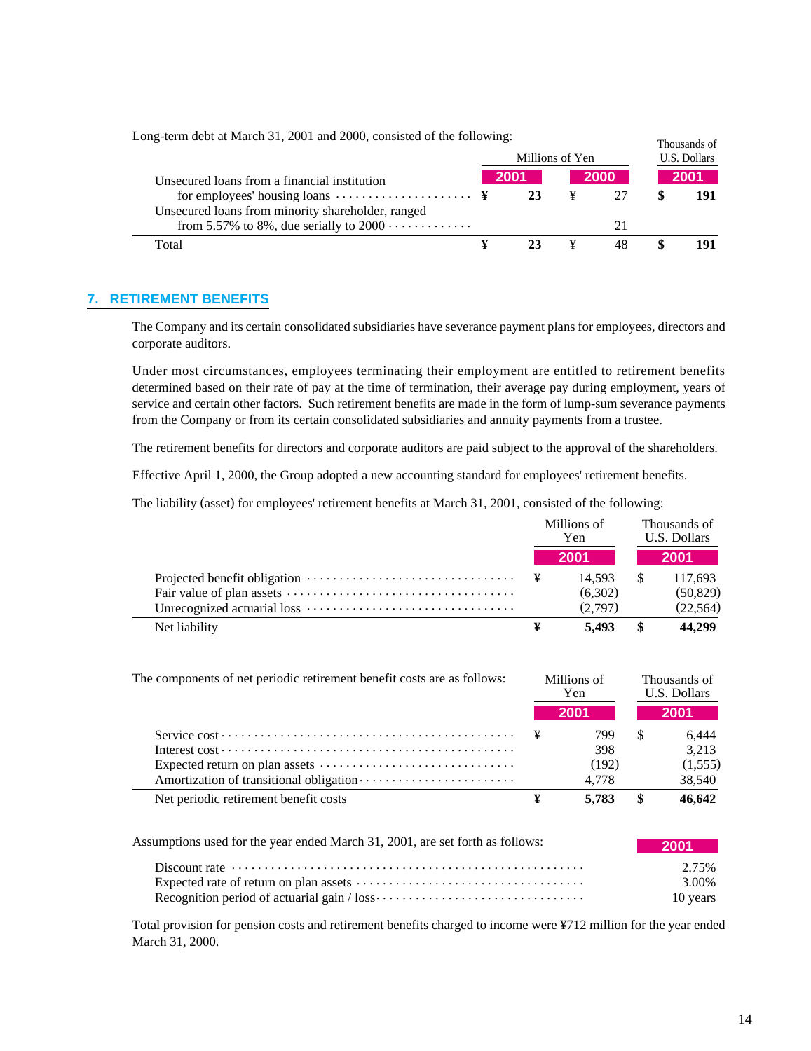Long-term debt at March 31, 2001 and 2000, consisted of the following:

| | Millions of Yen | | Thousands of U.S. Dollars |
|---|---|---|---|
| | **2001** | **2000** | **2001** |
| Unsecured loans from a financial institution for employees' housing loans | ¥ **23** | ¥ 27 | $ **191** |
| Unsecured loans from minority shareholder, ranged from 5.57% to 8%, due serially to 2000 | | 21 | |
| Total | ¥ **23** | ¥ 48 | $ **191** |

## 7. RETIREMENT BENEFITS

The Company and its certain consolidated subsidiaries have severance payment plans for employees, directors and corporate auditors.

Under most circumstances, employees terminating their employment are entitled to retirement benefits determined based on their rate of pay at the time of termination, their average pay during employment, years of service and certain other factors. Such retirement benefits are made in the form of lump-sum severance payments from the Company or from its certain consolidated subsidiaries and annuity payments from a trustee.

The retirement benefits for directors and corporate auditors are paid subject to the approval of the shareholders.

Effective April 1, 2000, the Group adopted a new accounting standard for employees' retirement benefits.

The liability (asset) for employees' retirement benefits at March 31, 2001, consisted of the following:

| | Millions of Yen | Thousands of U.S. Dollars |
|---|---|---|
| | **2001** | **2001** |
| Projected benefit obligation | ¥ 14,593 | $ 117,693 |
| Fair value of plan assets | (6,302) | (50,829) |
| Unrecognized actuarial loss | (2,797) | (22,564) |
| Net liability | ¥ **5,493** | $ **44,299** |

The components of net periodic retirement benefit costs are as follows:

| | Millions of Yen | Thousands of U.S. Dollars |
|---|---|---|
| | **2001** | **2001** |
| Service cost | ¥ 799 | $ 6,444 |
| Interest cost | 398 | 3,213 |
| Expected return on plan assets | (192) | (1,555) |
| Amortization of transitional obligation | 4,778 | 38,540 |
| Net periodic retirement benefit costs | ¥ **5,783** | $ **46,642** |

Assumptions used for the year ended March 31, 2001, are set forth as follows:

| | **2001** |
|---|---|
| Discount rate | 2.75% |
| Expected rate of return on plan assets | 3.00% |
| Recognition period of actuarial gain / loss | 10 years |

Total provision for pension costs and retirement benefits charged to income were ¥712 million for the year ended March 31, 2000.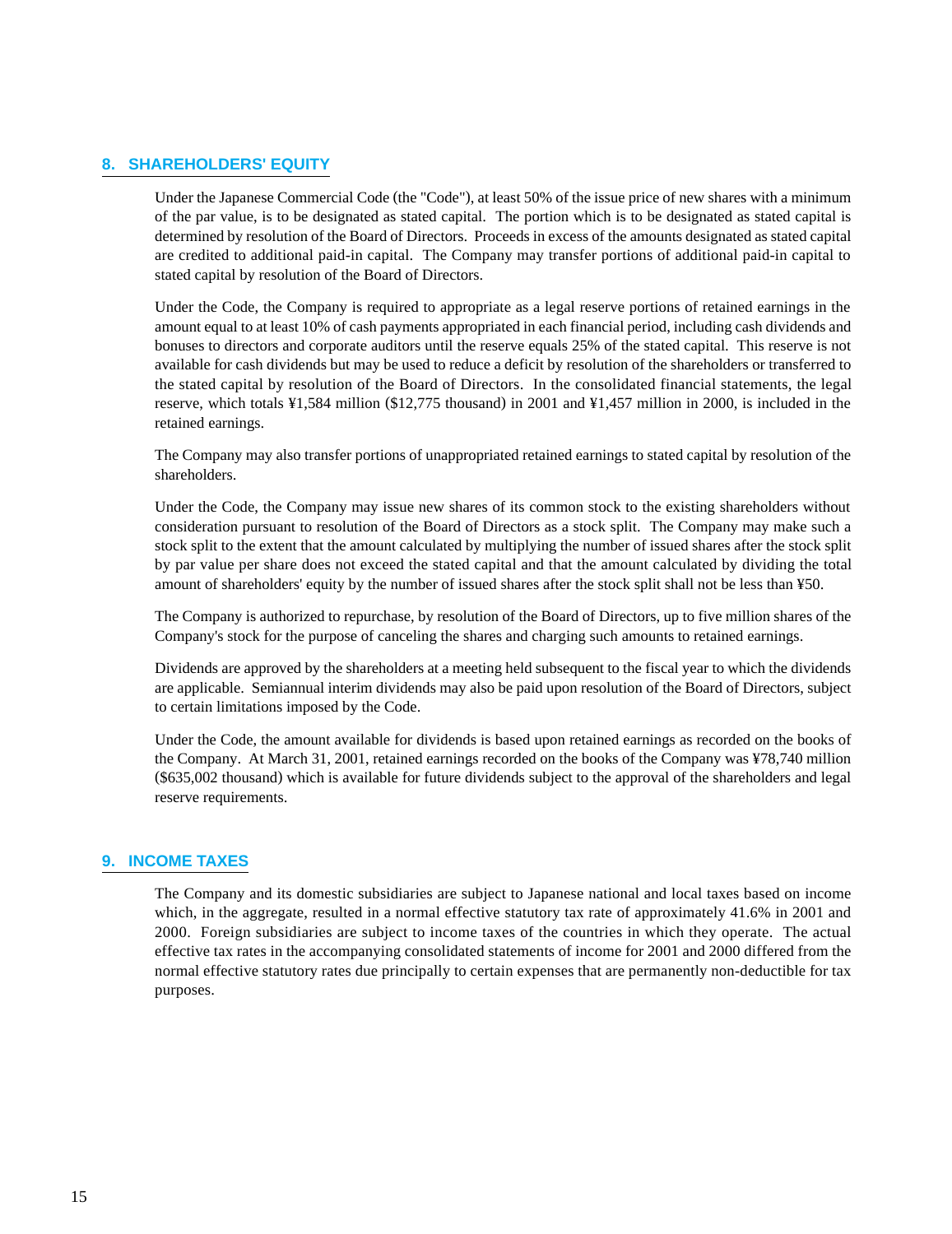## 8. SHAREHOLDERS' EQUITY

Under the Japanese Commercial Code (the "Code"), at least 50% of the issue price of new shares with a minimum of the par value, is to be designated as stated capital. The portion which is to be designated as stated capital is determined by resolution of the Board of Directors. Proceeds in excess of the amounts designated as stated capital are credited to additional paid-in capital. The Company may transfer portions of additional paid-in capital to stated capital by resolution of the Board of Directors.

Under the Code, the Company is required to appropriate as a legal reserve portions of retained earnings in the amount equal to at least 10% of cash payments appropriated in each financial period, including cash dividends and bonuses to directors and corporate auditors until the reserve equals 25% of the stated capital. This reserve is not available for cash dividends but may be used to reduce a deficit by resolution of the shareholders or transferred to the stated capital by resolution of the Board of Directors. In the consolidated financial statements, the legal reserve, which totals ¥1,584 million ($12,775 thousand) in 2001 and ¥1,457 million in 2000, is included in the retained earnings.

The Company may also transfer portions of unappropriated retained earnings to stated capital by resolution of the shareholders.

Under the Code, the Company may issue new shares of its common stock to the existing shareholders without consideration pursuant to resolution of the Board of Directors as a stock split. The Company may make such a stock split to the extent that the amount calculated by multiplying the number of issued shares after the stock split by par value per share does not exceed the stated capital and that the amount calculated by dividing the total amount of shareholders' equity by the number of issued shares after the stock split shall not be less than ¥50.

The Company is authorized to repurchase, by resolution of the Board of Directors, up to five million shares of the Company's stock for the purpose of canceling the shares and charging such amounts to retained earnings.

Dividends are approved by the shareholders at a meeting held subsequent to the fiscal year to which the dividends are applicable. Semiannual interim dividends may also be paid upon resolution of the Board of Directors, subject to certain limitations imposed by the Code.

Under the Code, the amount available for dividends is based upon retained earnings as recorded on the books of the Company. At March 31, 2001, retained earnings recorded on the books of the Company was ¥78,740 million ($635,002 thousand) which is available for future dividends subject to the approval of the shareholders and legal reserve requirements.

## 9. INCOME TAXES

The Company and its domestic subsidiaries are subject to Japanese national and local taxes based on income which, in the aggregate, resulted in a normal effective statutory tax rate of approximately 41.6% in 2001 and 2000. Foreign subsidiaries are subject to income taxes of the countries in which they operate. The actual effective tax rates in the accompanying consolidated statements of income for 2001 and 2000 differed from the normal effective statutory rates due principally to certain expenses that are permanently non-deductible for tax purposes.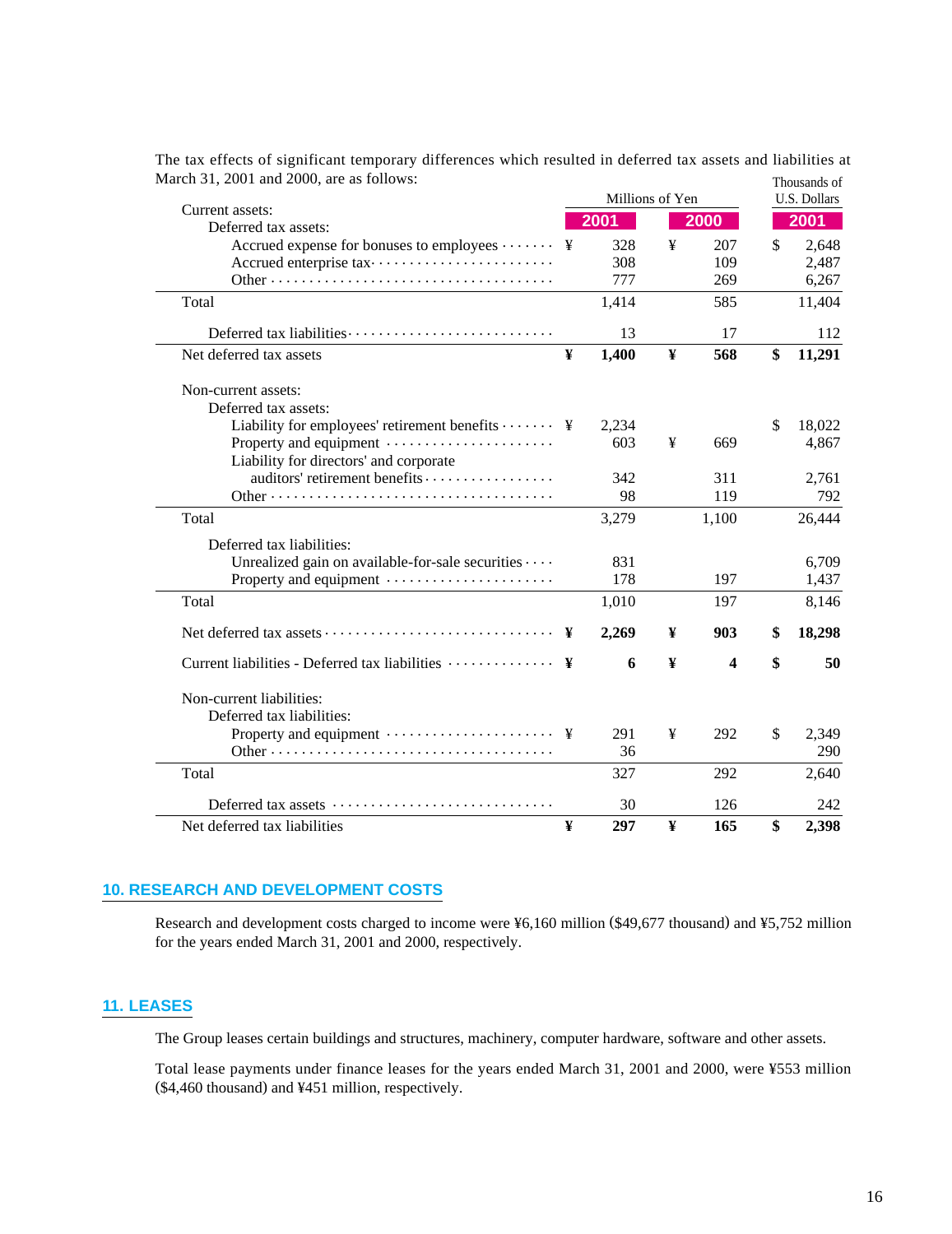The tax effects of significant temporary differences which resulted in deferred tax assets and liabilities at March 31, 2001 and 2000, are as follows:

| | Millions of Yen | | Thousands of U.S. Dollars |
|---|---|---|---|
| | 2001 | 2000 | 2001 |
| Current assets: | | | |
| Deferred tax assets: | | | |
| Accrued expense for bonuses to employees | ¥ 328 | ¥ 207 | $ 2,648 |
| Accrued enterprise tax | 308 | 109 | 2,487 |
| Other | 777 | 269 | 6,267 |
| Total | 1,414 | 585 | 11,404 |
| Deferred tax liabilities | 13 | 17 | 112 |
| Net deferred tax assets | **¥ 1,400** | **¥ 568** | **$ 11,291** |
| Non-current assets: | | | |
| Deferred tax assets: | | | |
| Liability for employees' retirement benefits | ¥ 2,234 | | $ 18,022 |
| Property and equipment | 603 | ¥ 669 | 4,867 |
| Liability for directors' and corporate auditors' retirement benefits | 342 | 311 | 2,761 |
| Other | 98 | 119 | 792 |
| Total | 3,279 | 1,100 | 26,444 |
| Deferred tax liabilities: | | | |
| Unrealized gain on available-for-sale securities | 831 | | 6,709 |
| Property and equipment | 178 | 197 | 1,437 |
| Total | 1,010 | 197 | 8,146 |
| Net deferred tax assets | **¥ 2,269** | **¥ 903** | **$ 18,298** |
| Current liabilities - Deferred tax liabilities | **¥ 6** | **¥ 4** | **$ 50** |
| Non-current liabilities: | | | |
| Deferred tax liabilities: | | | |
| Property and equipment | ¥ 291 | ¥ 292 | $ 2,349 |
| Other | 36 | | 290 |
| Total | 327 | 292 | 2,640 |
| Deferred tax assets | 30 | 126 | 242 |
| Net deferred tax liabilities | **¥ 297** | **¥ 165** | **$ 2,398** |

## 10. RESEARCH AND DEVELOPMENT COSTS

Research and development costs charged to income were ¥6,160 million ($49,677 thousand) and ¥5,752 million for the years ended March 31, 2001 and 2000, respectively.

## 11. LEASES

The Group leases certain buildings and structures, machinery, computer hardware, software and other assets.

Total lease payments under finance leases for the years ended March 31, 2001 and 2000, were ¥553 million ($4,460 thousand) and ¥451 million, respectively.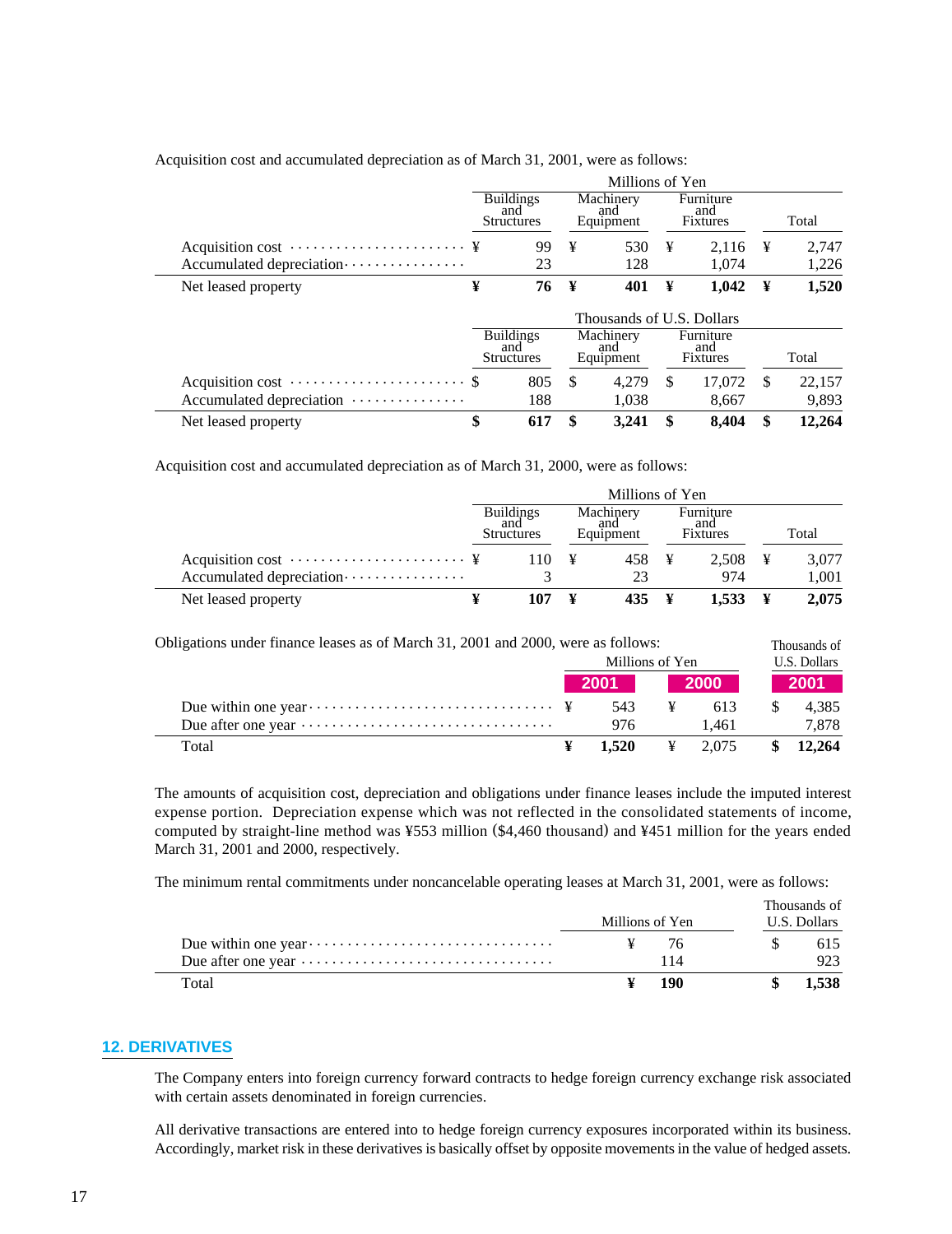Acquisition cost and accumulated depreciation as of March 31, 2001, were as follows:

| | Millions of Yen | | | |
|---|---|---|---|---|
| | Buildings and Structures | Machinery and Equipment | Furniture and Fixtures | Total |
| Acquisition cost | ¥ 99 | ¥ 530 | ¥ 2,116 | ¥ 2,747 |
| Accumulated depreciation | 23 | 128 | 1,074 | 1,226 |
| Net leased property | **¥ 76** | **¥ 401** | **¥ 1,042** | **¥ 1,520** |

| | Thousands of U.S. Dollars | | | |
|---|---|---|---|---|
| | Buildings and Structures | Machinery and Equipment | Furniture and Fixtures | Total |
| Acquisition cost | $ 805 | $ 4,279 | $ 17,072 | $ 22,157 |
| Accumulated depreciation | 188 | 1,038 | 8,667 | 9,893 |
| Net leased property | **$ 617** | **$ 3,241** | **$ 8,404** | **$ 12,264** |

Acquisition cost and accumulated depreciation as of March 31, 2000, were as follows:

| | Millions of Yen | | | |
|---|---|---|---|---|
| | Buildings and Structures | Machinery and Equipment | Furniture and Fixtures | Total |
| Acquisition cost | ¥ 110 | ¥ 458 | ¥ 2,508 | ¥ 3,077 |
| Accumulated depreciation | 3 | 23 | 974 | 1,001 |
| Net leased property | **¥ 107** | **¥ 435** | **¥ 1,533** | **¥ 2,075** |

Obligations under finance leases as of March 31, 2001 and 2000, were as follows:

| | Millions of Yen | | Thousands of U.S. Dollars |
|---|---|---|---|
| | **2001** | **2000** | **2001** |
| Due within one year | ¥ 543 | ¥ 613 | $ 4,385 |
| Due after one year | 976 | 1,461 | 7,878 |
| Total | **¥ 1,520** | ¥ 2,075 | **$ 12,264** |

The amounts of acquisition cost, depreciation and obligations under finance leases include the imputed interest expense portion. Depreciation expense which was not reflected in the consolidated statements of income, computed by straight-line method was ¥553 million ($4,460 thousand) and ¥451 million for the years ended March 31, 2001 and 2000, respectively.

The minimum rental commitments under noncancelable operating leases at March 31, 2001, were as follows:

| | Millions of Yen | Thousands of U.S. Dollars |
|---|---|---|
| Due within one year | ¥ 76 | $ 615 |
| Due after one year | 114 | 923 |
| Total | **¥ 190** | **$ 1,538** |

## 12. DERIVATIVES

The Company enters into foreign currency forward contracts to hedge foreign currency exchange risk associated with certain assets denominated in foreign currencies.

All derivative transactions are entered into to hedge foreign currency exposures incorporated within its business. Accordingly, market risk in these derivatives is basically offset by opposite movements in the value of hedged assets.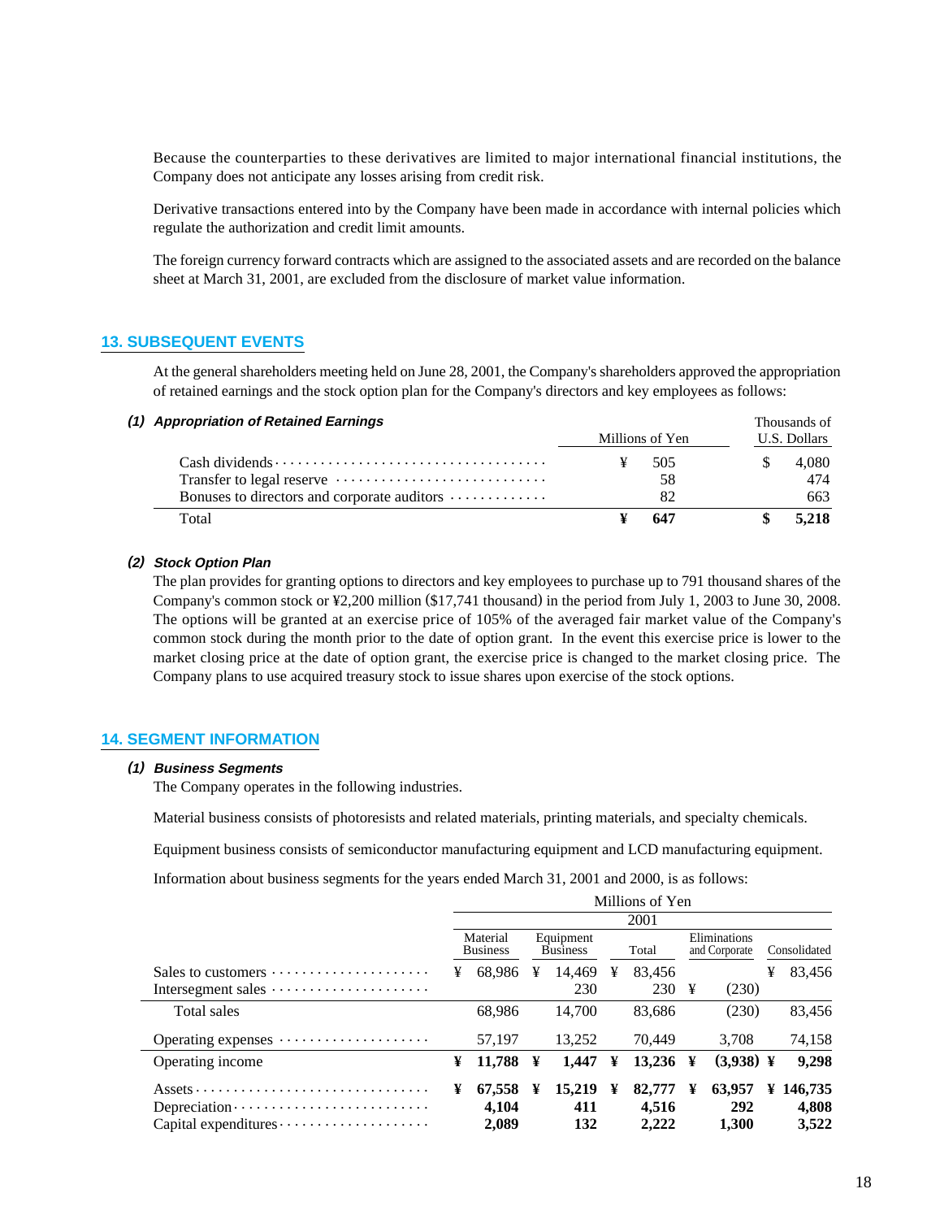Because the counterparties to these derivatives are limited to major international financial institutions, the Company does not anticipate any losses arising from credit risk.

Derivative transactions entered into by the Company have been made in accordance with internal policies which regulate the authorization and credit limit amounts.

The foreign currency forward contracts which are assigned to the associated assets and are recorded on the balance sheet at March 31, 2001, are excluded from the disclosure of market value information.

## 13. SUBSEQUENT EVENTS

At the general shareholders meeting held on June 28, 2001, the Company's shareholders approved the appropriation of retained earnings and the stock option plan for the Company's directors and key employees as follows:

### *(1) Appropriation of Retained Earnings*

| | Millions of Yen | Thousands of U.S. Dollars |
|---|---|---|
| Cash dividends | ¥ 505 | $ 4,080 |
| Transfer to legal reserve | 58 | 474 |
| Bonuses to directors and corporate auditors | 82 | 663 |
| Total | **¥ 647** | **$ 5,218** |

### *(2) Stock Option Plan*

The plan provides for granting options to directors and key employees to purchase up to 791 thousand shares of the Company's common stock or ¥2,200 million ($17,741 thousand) in the period from July 1, 2003 to June 30, 2008. The options will be granted at an exercise price of 105% of the averaged fair market value of the Company's common stock during the month prior to the date of option grant. In the event this exercise price is lower to the market closing price at the date of option grant, the exercise price is changed to the market closing price. The Company plans to use acquired treasury stock to issue shares upon exercise of the stock options.

## 14. SEGMENT INFORMATION

### *(1) Business Segments*

The Company operates in the following industries.

Material business consists of photoresists and related materials, printing materials, and specialty chemicals.

Equipment business consists of semiconductor manufacturing equipment and LCD manufacturing equipment.

Information about business segments for the years ended March 31, 2001 and 2000, is as follows:

| | Millions of Yen | | | | |
|---|---|---|---|---|---|
| | 2001 | | | | |
| | Material Business | Equipment Business | Total | Eliminations and Corporate | Consolidated |
| Sales to customers | ¥ 68,986 | ¥ 14,469 | ¥ 83,456 | | ¥ 83,456 |
| Intersegment sales | | 230 | 230 | ¥ (230) | |
| Total sales | 68,986 | 14,700 | 83,686 | (230) | 83,456 |
| Operating expenses | 57,197 | 13,252 | 70,449 | 3,708 | 74,158 |
| Operating income | **¥ 11,788** | **¥ 1,447** | **¥ 13,236** | **¥ (3,938)** | **¥ 9,298** |
| Assets | **¥ 67,558** | **¥ 15,219** | **¥ 82,777** | **¥ 63,957** | **¥ 146,735** |
| Depreciation | **4,104** | **411** | **4,516** | **292** | **4,808** |
| Capital expenditures | **2,089** | **132** | **2,222** | **1,300** | **3,522** |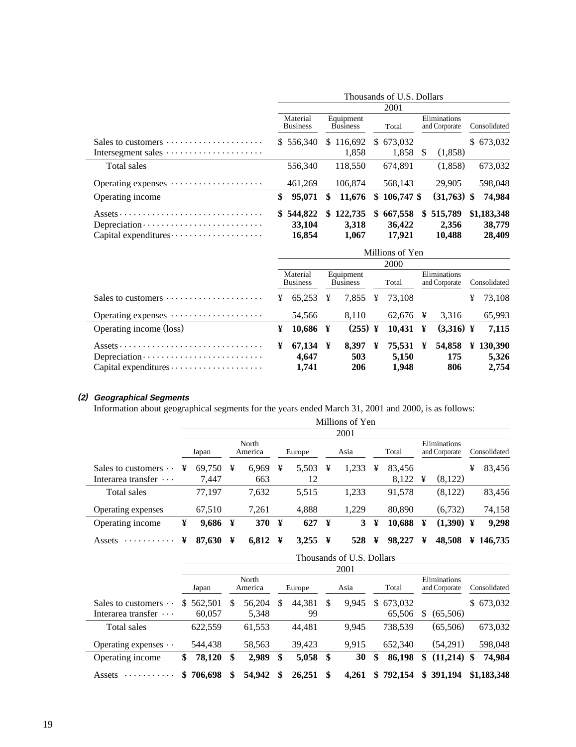| | Thousands of U.S. Dollars | | | | |
|---|---|---|---|---|---|
| | 2001 | | | | |
| | Material Business | Equipment Business | Total | Eliminations and Corporate | Consolidated |
| Sales to customers | $ 556,340 | $ 116,692 | $ 673,032 | | $ 673,032 |
| Intersegment sales | | 1,858 | 1,858 | $ (1,858) | |
| Total sales | 556,340 | 118,550 | 674,891 | (1,858) | 673,032 |
| Operating expenses | 461,269 | 106,874 | 568,143 | 29,905 | 598,048 |
| Operating income | **$ 95,071** | **$ 11,676** | **$ 106,747** | **$ (31,763)** | **$ 74,984** |
| Assets | **$ 544,822** | **$ 122,735** | **$ 667,558** | **$ 515,789** | **$1,183,348** |
| Depreciation | **33,104** | **3,318** | **36,422** | **2,356** | **38,779** |
| Capital expenditures | **16,854** | **1,067** | **17,921** | **10,488** | **28,409** |

| | Millions of Yen | | | | |
|---|---|---|---|---|---|
| | 2000 | | | | |
| | Material Business | Equipment Business | Total | Eliminations and Corporate | Consolidated |
| Sales to customers | ¥ 65,253 | ¥ 7,855 | ¥ 73,108 | | ¥ 73,108 |
| Operating expenses | 54,566 | 8,110 | 62,676 | ¥ 3,316 | 65,993 |
| Operating income (loss) | **¥ 10,686** | **¥ (255)** | **¥ 10,431** | **¥ (3,316)** | **¥ 7,115** |
| Assets | **¥ 67,134** | **¥ 8,397** | **¥ 75,531** | **¥ 54,858** | **¥ 130,390** |
| Depreciation | **4,647** | **503** | **5,150** | **175** | **5,326** |
| Capital expenditures | **1,741** | **206** | **1,948** | **806** | **2,754** |

### (2) Geographical Segments

Information about geographical segments for the years ended March 31, 2001 and 2000, is as follows:

| | Millions of Yen | | | | | | |
|---|---|---|---|---|---|---|---|
| | 2001 | | | | | | |
| | Japan | North America | Europe | Asia | Total | Eliminations and Corporate | Consolidated |
| Sales to customers | ¥ 69,750 | ¥ 6,969 | ¥ 5,503 | ¥ 1,233 | ¥ 83,456 | | ¥ 83,456 |
| Interarea transfer | 7,447 | 663 | 12 | | 8,122 | ¥ (8,122) | |
| Total sales | 77,197 | 7,632 | 5,515 | 1,233 | 91,578 | (8,122) | 83,456 |
| Operating expenses | 67,510 | 7,261 | 4,888 | 1,229 | 80,890 | (6,732) | 74,158 |
| Operating income | **¥ 9,686** | **¥ 370** | **¥ 627** | **¥ 3** | **¥ 10,688** | **¥ (1,390)** | **¥ 9,298** |
| Assets | **¥ 87,630** | **¥ 6,812** | **¥ 3,255** | **¥ 528** | **¥ 98,227** | **¥ 48,508** | **¥ 146,735** |

| | Thousands of U.S. Dollars | | | | | | |
|---|---|---|---|---|---|---|---|
| | 2001 | | | | | | |
| | Japan | North America | Europe | Asia | Total | Eliminations and Corporate | Consolidated |
| Sales to customers | $ 562,501 | $ 56,204 | $ 44,381 | $ 9,945 | $ 673,032 | | $ 673,032 |
| Interarea transfer | 60,057 | 5,348 | 99 | | 65,506 | $ (65,506) | |
| Total sales | 622,559 | 61,553 | 44,481 | 9,945 | 738,539 | (65,506) | 673,032 |
| Operating expenses | 544,438 | 58,563 | 39,423 | 9,915 | 652,340 | (54,291) | 598,048 |
| Operating income | **$ 78,120** | **$ 2,989** | **$ 5,058** | **$ 30** | **$ 86,198** | **$ (11,214)** | **$ 74,984** |
| Assets | **$ 706,698** | **$ 54,942** | **$ 26,251** | **$ 4,261** | **$ 792,154** | **$ 391,194** | **$1,183,348** |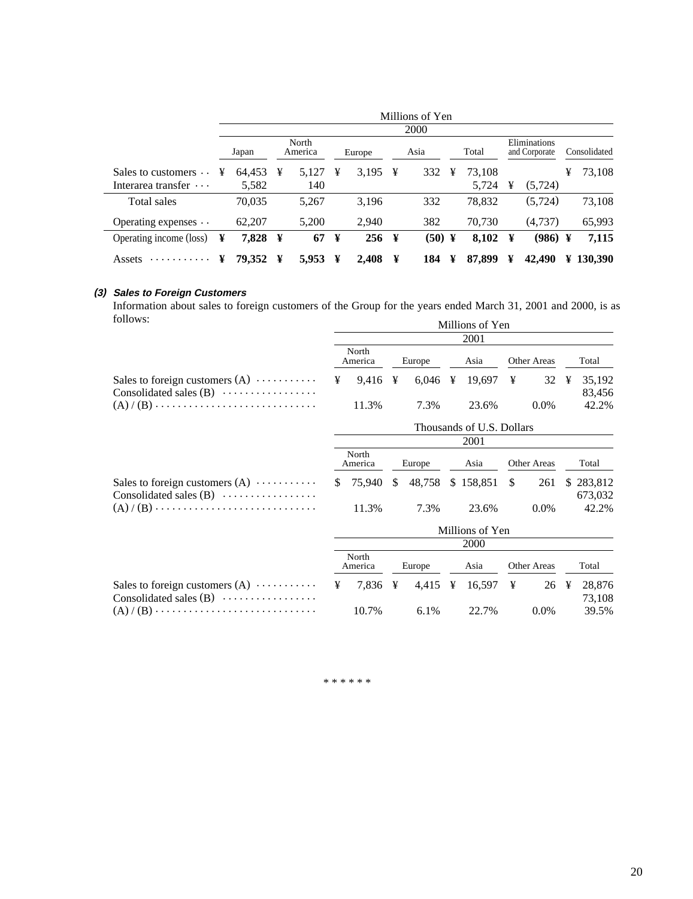| | Millions of Yen | | | | | | |
|---|---|---|---|---|---|---|---|
| | 2000 | | | | | | |
| | Japan | North America | Europe | Asia | Total | Eliminations and Corporate | Consolidated |
| Sales to customers | ¥ 64,453 | ¥ 5,127 | ¥ 3,195 | ¥ 332 | ¥ 73,108 | | ¥ 73,108 |
| Interarea transfer | 5,582 | 140 | | | 5,724 | ¥ (5,724) | |
| Total sales | 70,035 | 5,267 | 3,196 | 332 | 78,832 | (5,724) | 73,108 |
| Operating expenses | 62,207 | 5,200 | 2,940 | 382 | 70,730 | (4,737) | 65,993 |
| Operating income (loss) | **¥ 7,828** | **¥ 67** | **¥ 256** | **¥ (50)** | **¥ 8,102** | **¥ (986)** | **¥ 7,115** |
| Assets | **¥ 79,352** | **¥ 5,953** | **¥ 2,408** | **¥ 184** | **¥ 87,899** | **¥ 42,490** | **¥ 130,390** |

### *(3) Sales to Foreign Customers*

Information about sales to foreign customers of the Group for the years ended March 31, 2001 and 2000, is as follows:

| | Millions of Yen | | | | |
|---|---|---|---|---|---|
| | 2001 | | | | |
| | North America | Europe | Asia | Other Areas | Total |
| Sales to foreign customers (A) | ¥ 9,416 | ¥ 6,046 | ¥ 19,697 | ¥ 32 | ¥ 35,192 |
| Consolidated sales (B) | | | | | 83,456 |
| (A) / (B) | 11.3% | 7.3% | 23.6% | 0.0% | 42.2% |

| | Thousands of U.S. Dollars | | | | |
|---|---|---|---|---|---|
| | 2001 | | | | |
| | North America | Europe | Asia | Other Areas | Total |
| Sales to foreign customers (A) | $ 75,940 | $ 48,758 | $ 158,851 | $ 261 | $ 283,812 |
| Consolidated sales (B) | | | | | 673,032 |
| (A) / (B) | 11.3% | 7.3% | 23.6% | 0.0% | 42.2% |

| | Millions of Yen | | | | |
|---|---|---|---|---|---|
| | 2000 | | | | |
| | North America | Europe | Asia | Other Areas | Total |
| Sales to foreign customers (A) | ¥ 7,836 | ¥ 4,415 | ¥ 16,597 | ¥ 26 | ¥ 28,876 |
| Consolidated sales (B) | | | | | 73,108 |
| (A) / (B) | 10.7% | 6.1% | 22.7% | 0.0% | 39.5% |

* * * * * *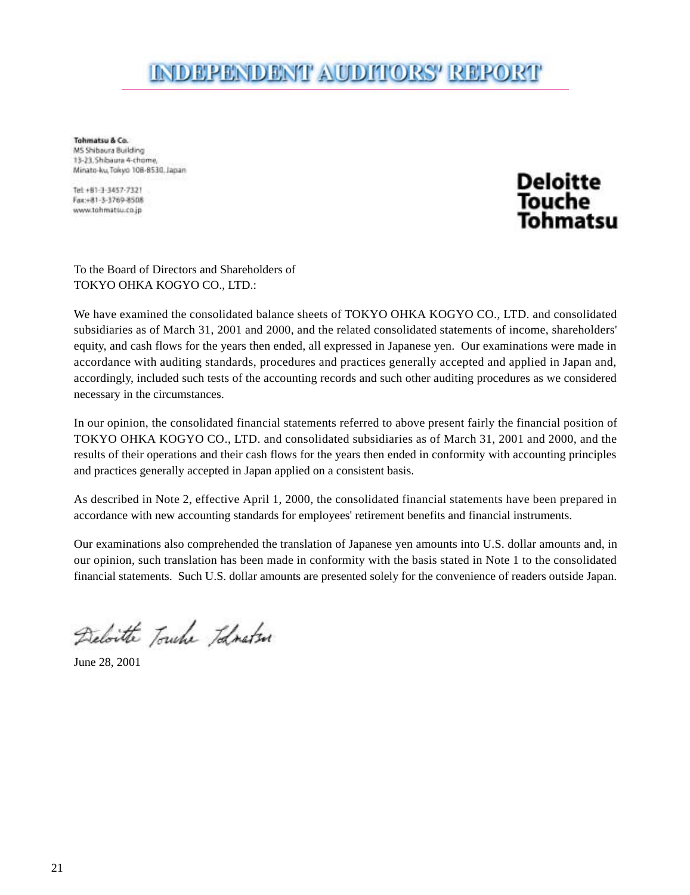# INDEPENDENT AUDITORS' REPORT

**Tohmatsu & Co.**
MS Shibaura Building
13-23, Shibaura 4-chome,
Minato-ku, Tokyo 108-8530, Japan

Tel: +81-3-3457-7321
Fax: +81-3-3769-8508
www.tohmatsu.co.jp

**Deloitte Touche Tohmatsu**

To the Board of Directors and Shareholders of
TOKYO OHKA KOGYO CO., LTD.:

We have examined the consolidated balance sheets of TOKYO OHKA KOGYO CO., LTD. and consolidated subsidiaries as of March 31, 2001 and 2000, and the related consolidated statements of income, shareholders' equity, and cash flows for the years then ended, all expressed in Japanese yen. Our examinations were made in accordance with auditing standards, procedures and practices generally accepted and applied in Japan and, accordingly, included such tests of the accounting records and such other auditing procedures as we considered necessary in the circumstances.

In our opinion, the consolidated financial statements referred to above present fairly the financial position of TOKYO OHKA KOGYO CO., LTD. and consolidated subsidiaries as of March 31, 2001 and 2000, and the results of their operations and their cash flows for the years then ended in conformity with accounting principles and practices generally accepted in Japan applied on a consistent basis.

As described in Note 2, effective April 1, 2000, the consolidated financial statements have been prepared in accordance with new accounting standards for employees' retirement benefits and financial instruments.

Our examinations also comprehended the translation of Japanese yen amounts into U.S. dollar amounts and, in our opinion, such translation has been made in conformity with the basis stated in Note 1 to the consolidated financial statements. Such U.S. dollar amounts are presented solely for the convenience of readers outside Japan.

Deloitte Touche Tohmatsu

June 28, 2001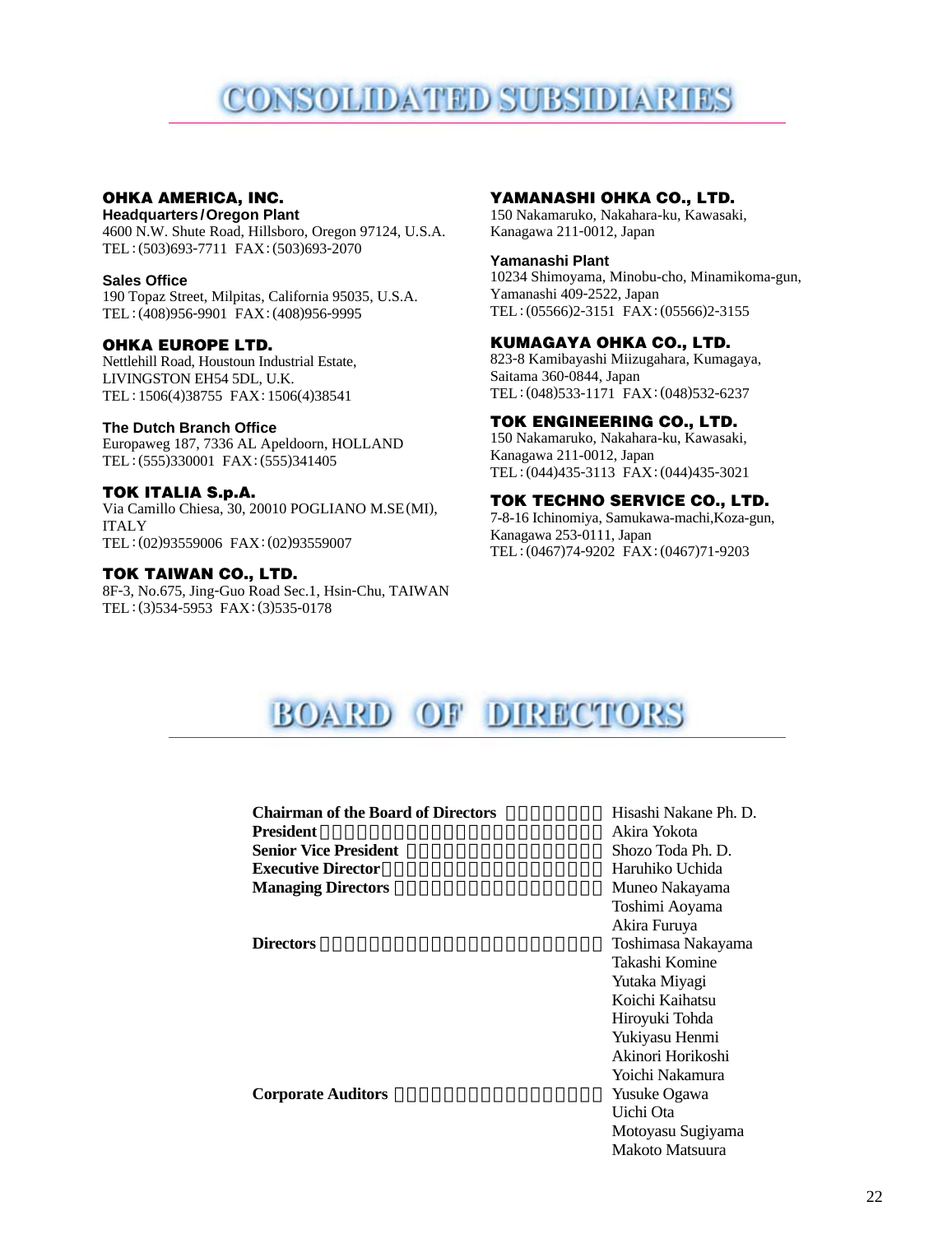# CONSOLIDATED SUBSIDIARIES

### OHKA AMERICA, INC.

**Headquarters/Oregon Plant**
4600 N.W. Shute Road, Hillsboro, Oregon 97124, U.S.A.
TEL: (503)693-7711 FAX: (503)693-2070

**Sales Office**
190 Topaz Street, Milpitas, California 95035, U.S.A.
TEL: (408)956-9901 FAX: (408)956-9995

### OHKA EUROPE LTD.

Nettlehill Road, Houstoun Industrial Estate,
LIVINGSTON EH54 5DL, U.K.
TEL: 1506(4)38755 FAX: 1506(4)38541

**The Dutch Branch Office**
Europaweg 187, 7336 AL Apeldoorn, HOLLAND
TEL: (555)330001 FAX: (555)341405

### TOK ITALIA S.p.A.

Via Camillo Chiesa, 30, 20010 POGLIANO M.SE(MI), ITALY
TEL: (02)93559006 FAX: (02)93559007

### TOK TAIWAN CO., LTD.

8F-3, No.675, Jing-Guo Road Sec.1, Hsin-Chu, TAIWAN
TEL: (3)534-5953 FAX: (3)535-0178

### YAMANASHI OHKA CO., LTD.

150 Nakamaruko, Nakahara-ku, Kawasaki,
Kanagawa 211-0012, Japan

**Yamanashi Plant**
10234 Shimoyama, Minobu-cho, Minamikoma-gun,
Yamanashi 409-2522, Japan
TEL: (05566)2-3151 FAX: (05566)2-3155

### KUMAGAYA OHKA CO., LTD.

823-8 Kamibayashi Miizugahara, Kumagaya,
Saitama 360-0844, Japan
TEL: (048)533-1171 FAX: (048)532-6237

### TOK ENGINEERING CO., LTD.

150 Nakamaruko, Nakahara-ku, Kawasaki,
Kanagawa 211-0012, Japan
TEL: (044)435-3113 FAX: (044)435-3021

### TOK TECHNO SERVICE CO., LTD.

7-8-16 Ichinomiya, Samukawa-machi,Koza-gun,
Kanagawa 253-0111, Japan
TEL: (0467)74-9202 FAX: (0467)71-9203

# BOARD OF DIRECTORS

| | |
|---|---|
| **Chairman of the Board of Directors** | Hisashi Nakane Ph. D. |
| **President** | Akira Yokota |
| **Senior Vice President** | Shozo Toda Ph. D. |
| **Executive Director** | Haruhiko Uchida |
| **Managing Directors** | Muneo Nakayama |
| | Toshimi Aoyama |
| | Akira Furuya |
| **Directors** | Toshimasa Nakayama |
| | Takashi Komine |
| | Yutaka Miyagi |
| | Koichi Kaihatsu |
| | Hiroyuki Tohda |
| | Yukiyasu Henmi |
| | Akinori Horikoshi |
| | Yoichi Nakamura |
| **Corporate Auditors** | Yusuke Ogawa |
| | Uichi Ota |
| | Motoyasu Sugiyama |
| | Makoto Matsuura |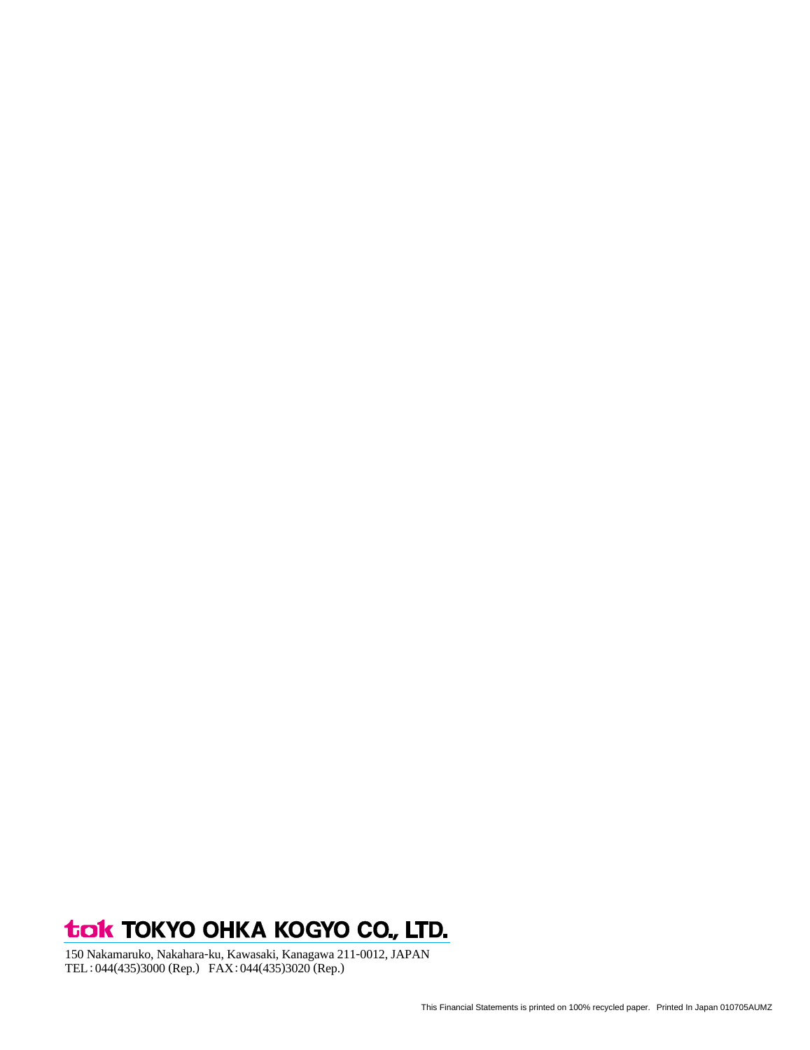**tok TOKYO OHKA KOGYO CO., LTD.**

150 Nakamaruko, Nakahara-ku, Kawasaki, Kanagawa 211-0012, JAPAN
TEL : 044(435)3000 (Rep.)  FAX : 044(435)3020 (Rep.)

This Financial Statements is printed on 100% recycled paper. Printed In Japan 010705AUMZ